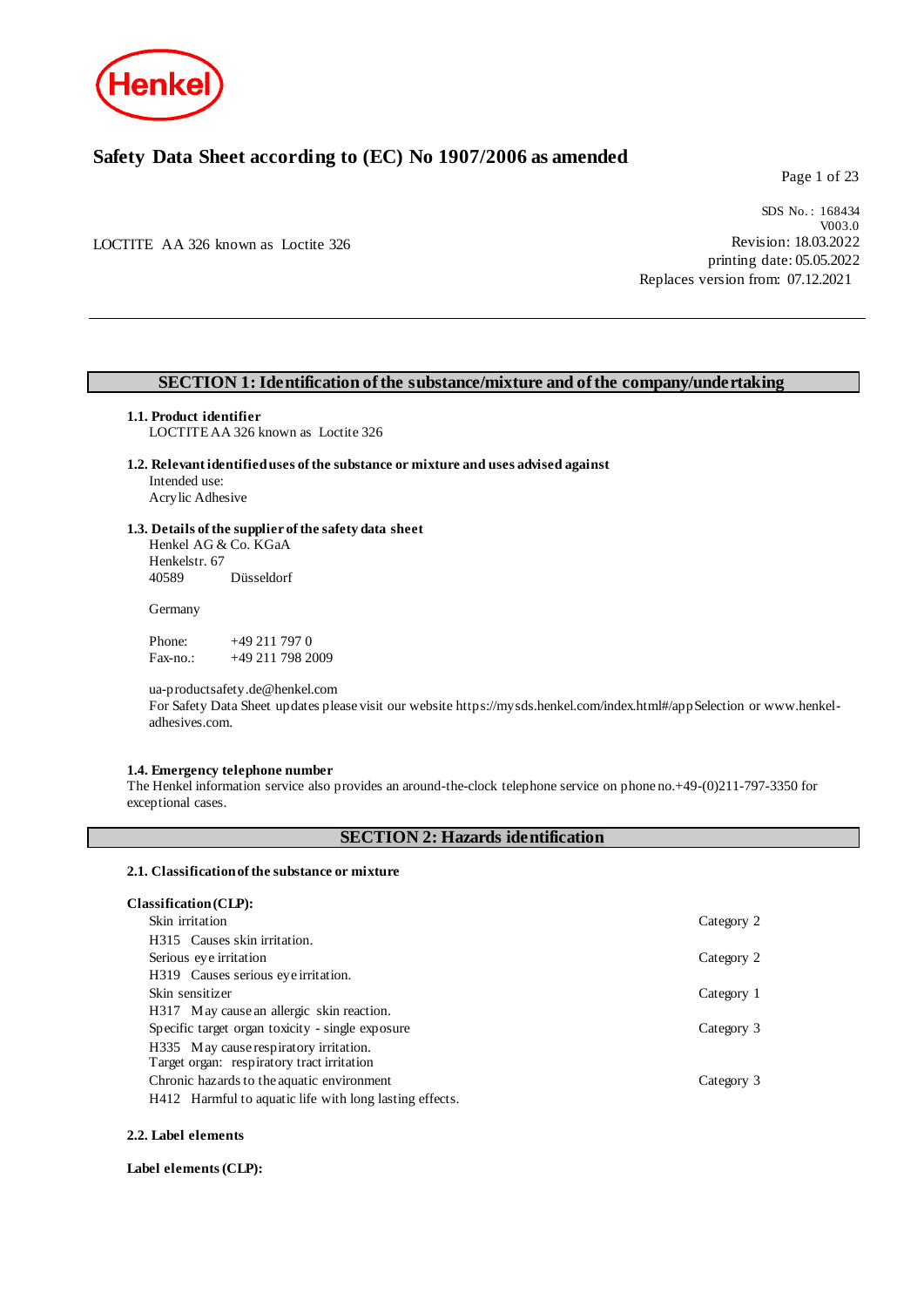# Safety Data Sheet according to (EC) No 1907/2006 as amended

LOCTITE AA 326 known as Loctite 326

SDS No. : 168434
V003.0
Revision: 18.03.2022
printing date: 05.05.2022
Replaces version from: 07.12.2021

## SECTION 1: Identification of the substance/mixture and of the company/undertaking

### 1.1. Product identifier

LOCTITE AA 326 known as Loctite 326

### 1.2. Relevant identified uses of the substance or mixture and uses advised against

Intended use:
Acrylic Adhesive

### 1.3. Details of the supplier of the safety data sheet

Henkel AG & Co. KGaA
Henkelstr. 67
40589 Düsseldorf

Germany

Phone: +49 211 797 0
Fax-no.: +49 211 798 2009

ua-productsafety.de@henkel.com
For Safety Data Sheet updates please visit our website https://mysds.henkel.com/index.html#/appSelection or www.henkel-adhesives.com.

### 1.4. Emergency telephone number

The Henkel information service also provides an around-the-clock telephone service on phone no.+49-(0)211-797-3350 for exceptional cases.

## SECTION 2: Hazards identification

### 2.1. Classification of the substance or mixture

**Classification (CLP):**

| Hazard class | Category |
|---|---|
| Skin irritation<br>H315 Causes skin irritation. | Category 2 |
| Serious eye irritation<br>H319 Causes serious eye irritation. | Category 2 |
| Skin sensitizer<br>H317 May cause an allergic skin reaction. | Category 1 |
| Specific target organ toxicity - single exposure<br>H335 May cause respiratory irritation.<br>Target organ: respiratory tract irritation | Category 3 |
| Chronic hazards to the aquatic environment<br>H412 Harmful to aquatic life with long lasting effects. | Category 3 |

### 2.2. Label elements

**Label elements (CLP):**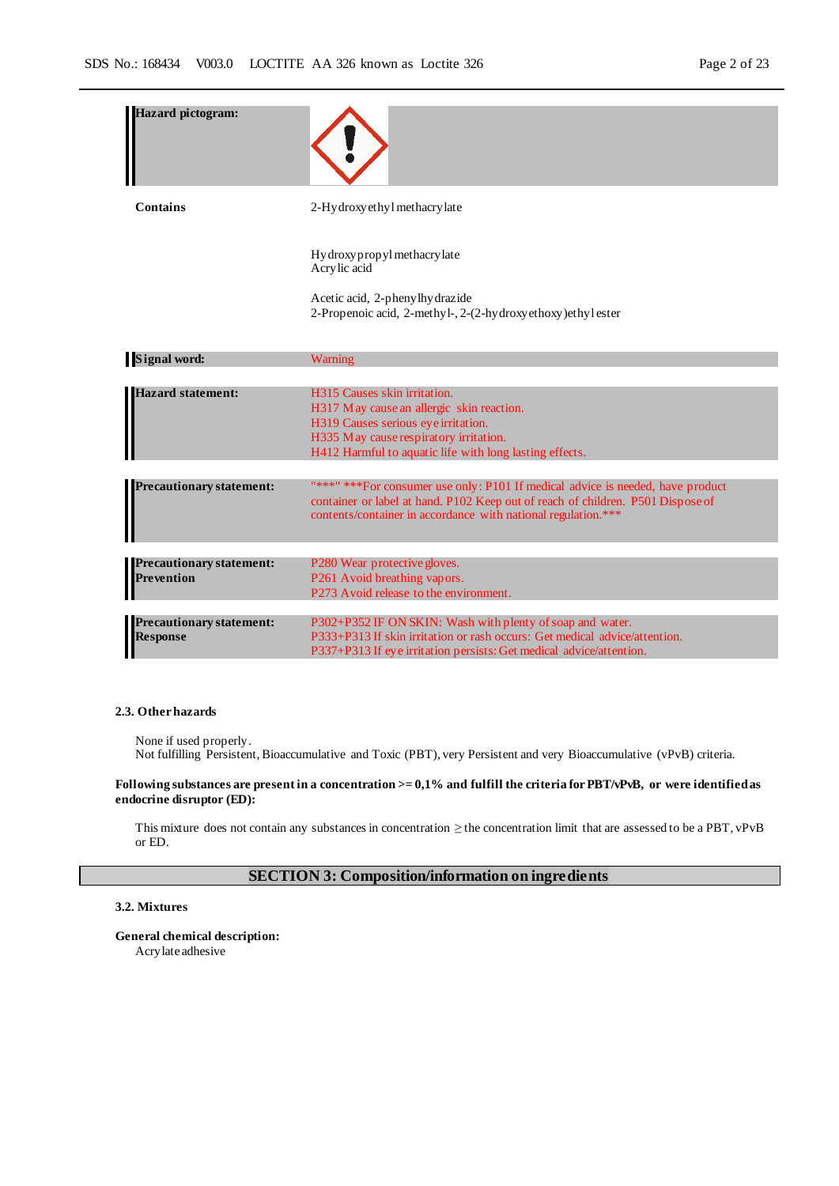| | |
|---|---|
| **Hazard pictogram:** | |
| **Contains** | 2-Hydroxyethyl methacrylate<br><br>Hydroxypropyl methacrylate<br>Acrylic acid<br><br>Acetic acid, 2-phenylhydrazide<br>2-Propenoic acid, 2-methyl-, 2-(2-hydroxyethoxy)ethyl ester |
| **Signal word:** | Warning |
| **Hazard statement:** | H315 Causes skin irritation.<br>H317 May cause an allergic skin reaction.<br>H319 Causes serious eye irritation.<br>H335 May cause respiratory irritation.<br>H412 Harmful to aquatic life with long lasting effects. |
| **Precautionary statement:** | "***" ***For consumer use only: P101 If medical advice is needed, have product container or label at hand. P102 Keep out of reach of children. P501 Dispose of contents/container in accordance with national regulation.*** |
| **Precautionary statement: Prevention** | P280 Wear protective gloves.<br>P261 Avoid breathing vapors.<br>P273 Avoid release to the environment. |
| **Precautionary statement: Response** | P302+P352 IF ON SKIN: Wash with plenty of soap and water.<br>P333+P313 If skin irritation or rash occurs: Get medical advice/attention.<br>P337+P313 If eye irritation persists: Get medical advice/attention. |

### 2.3. Other hazards

None if used properly.
Not fulfilling Persistent, Bioaccumulative and Toxic (PBT), very Persistent and very Bioaccumulative (vPvB) criteria.

**Following substances are present in a concentration >= 0,1% and fulfill the criteria for PBT/vPvB, or were identified as endocrine disruptor (ED):**

This mixture does not contain any substances in concentration ≥ the concentration limit that are assessed to be a PBT, vPvB or ED.

## SECTION 3: Composition/information on ingredients

### 3.2. Mixtures

**General chemical description:**
Acrylate adhesive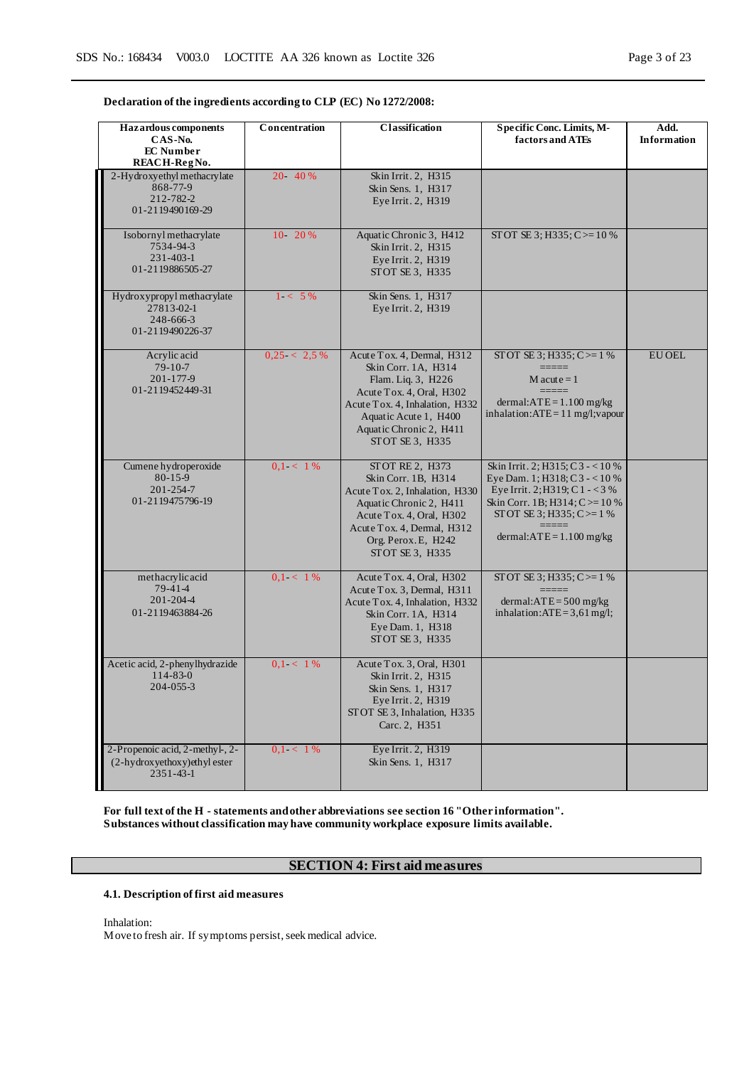**Declaration of the ingredients according to CLP (EC) No 1272/2008:**

| Hazardous components<br>CAS-No.<br>EC Number<br>REACH-Reg No. | Concentration | Classification | Specific Conc. Limits, M-factors and ATEs | Add. Information |
|---|---|---|---|---|
| 2-Hydroxyethyl methacrylate<br>868-77-9<br>212-782-2<br>01-2119490169-29 | 20- 40 % | Skin Irrit. 2, H315<br>Skin Sens. 1, H317<br>Eye Irrit. 2, H319 | | |
| Isobornyl methacrylate<br>7534-94-3<br>231-403-1<br>01-2119886505-27 | 10- 20 % | Aquatic Chronic 3, H412<br>Skin Irrit. 2, H315<br>Eye Irrit. 2, H319<br>STOT SE 3, H335 | STOT SE 3; H335; C >= 10 % | |
| Hydroxypropyl methacrylate<br>27813-02-1<br>248-666-3<br>01-2119490226-37 | 1- < 5 % | Skin Sens. 1, H317<br>Eye Irrit. 2, H319 | | |
| Acrylic acid<br>79-10-7<br>201-177-9<br>01-2119452449-31 | 0,25- < 2,5 % | Acute Tox. 4, Dermal, H312<br>Skin Corr. 1A, H314<br>Flam. Liq. 3, H226<br>Acute Tox. 4, Oral, H302<br>Acute Tox. 4, Inhalation, H332<br>Aquatic Acute 1, H400<br>Aquatic Chronic 2, H411<br>STOT SE 3, H335 | STOT SE 3; H335; C >= 1 %<br>=====<br>M acute = 1<br>=====<br>dermal:ATE = 1.100 mg/kg<br>inhalation:ATE = 11 mg/l;vapour | EU OEL |
| Cumene hydroperoxide<br>80-15-9<br>201-254-7<br>01-2119475796-19 | 0,1- < 1 % | STOT RE 2, H373<br>Skin Corr. 1B, H314<br>Acute Tox. 2, Inhalation, H330<br>Aquatic Chronic 2, H411<br>Acute Tox. 4, Oral, H302<br>Acute Tox. 4, Dermal, H312<br>Org. Perox. E, H242<br>STOT SE 3, H335 | Skin Irrit. 2; H315; C 3 - < 10 %<br>Eye Dam. 1; H318; C 3 - < 10 %<br>Eye Irrit. 2; H319; C 1 - < 3 %<br>Skin Corr. 1B; H314; C >= 10 %<br>STOT SE 3; H335; C >= 1 %<br>=====<br>dermal:ATE = 1.100 mg/kg | |
| methacrylic acid<br>79-41-4<br>201-204-4<br>01-2119463884-26 | 0,1- < 1 % | Acute Tox. 4, Oral, H302<br>Acute Tox. 3, Dermal, H311<br>Acute Tox. 4, Inhalation, H332<br>Skin Corr. 1A, H314<br>Eye Dam. 1, H318<br>STOT SE 3, H335 | STOT SE 3; H335; C >= 1 %<br>=====<br>dermal:ATE = 500 mg/kg<br>inhalation:ATE = 3,61 mg/l; | |
| Acetic acid, 2-phenylhydrazide<br>114-83-0<br>204-055-3 | 0,1- < 1 % | Acute Tox. 3, Oral, H301<br>Skin Irrit. 2, H315<br>Skin Sens. 1, H317<br>Eye Irrit. 2, H319<br>STOT SE 3, Inhalation, H335<br>Carc. 2, H351 | | |
| 2-Propenoic acid, 2-methyl-, 2-(2-hydroxyethoxy)ethyl ester<br>2351-43-1 | 0,1- < 1 % | Eye Irrit. 2, H319<br>Skin Sens. 1, H317 | | |

**For full text of the H - statements and other abbreviations see section 16 "Other information".**
**Substances without classification may have community workplace exposure limits available.**

## SECTION 4: First aid measures

### 4.1. Description of first aid measures

Inhalation:
Move to fresh air. If symptoms persist, seek medical advice.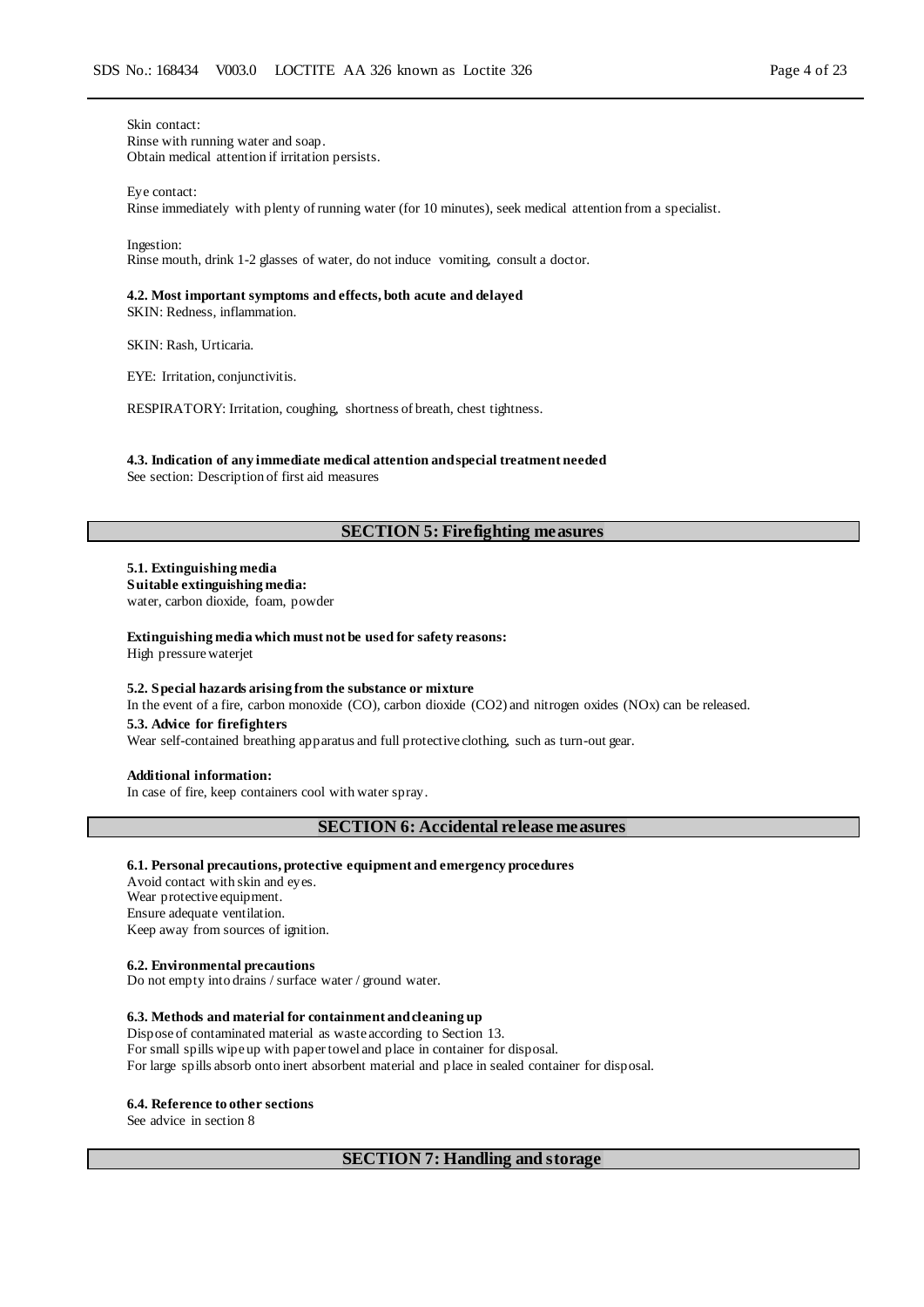Skin contact:
Rinse with running water and soap.
Obtain medical attention if irritation persists.

Eye contact:
Rinse immediately with plenty of running water (for 10 minutes), seek medical attention from a specialist.

Ingestion:
Rinse mouth, drink 1-2 glasses of water, do not induce vomiting, consult a doctor.

**4.2. Most important symptoms and effects, both acute and delayed**
SKIN: Redness, inflammation.

SKIN: Rash, Urticaria.

EYE: Irritation, conjunctivitis.

RESPIRATORY: Irritation, coughing, shortness of breath, chest tightness.

**4.3. Indication of any immediate medical attention and special treatment needed**
See section: Description of first aid measures

## SECTION 5: Firefighting measures

**5.1. Extinguishing media**
**Suitable extinguishing media:**
water, carbon dioxide, foam, powder

**Extinguishing media which must not be used for safety reasons:**
High pressure waterjet

**5.2. Special hazards arising from the substance or mixture**
In the event of a fire, carbon monoxide (CO), carbon dioxide ($CO_2$) and nitrogen oxides (NOx) can be released.

**5.3. Advice for firefighters**
Wear self-contained breathing apparatus and full protective clothing, such as turn-out gear.

**Additional information:**
In case of fire, keep containers cool with water spray.

## SECTION 6: Accidental release measures

**6.1. Personal precautions, protective equipment and emergency procedures**
Avoid contact with skin and eyes.
Wear protective equipment.
Ensure adequate ventilation.
Keep away from sources of ignition.

**6.2. Environmental precautions**
Do not empty into drains / surface water / ground water.

**6.3. Methods and material for containment and cleaning up**
Dispose of contaminated material as waste according to Section 13.
For small spills wipe up with paper towel and place in container for disposal.
For large spills absorb onto inert absorbent material and place in sealed container for disposal.

**6.4. Reference to other sections**
See advice in section 8

## SECTION 7: Handling and storage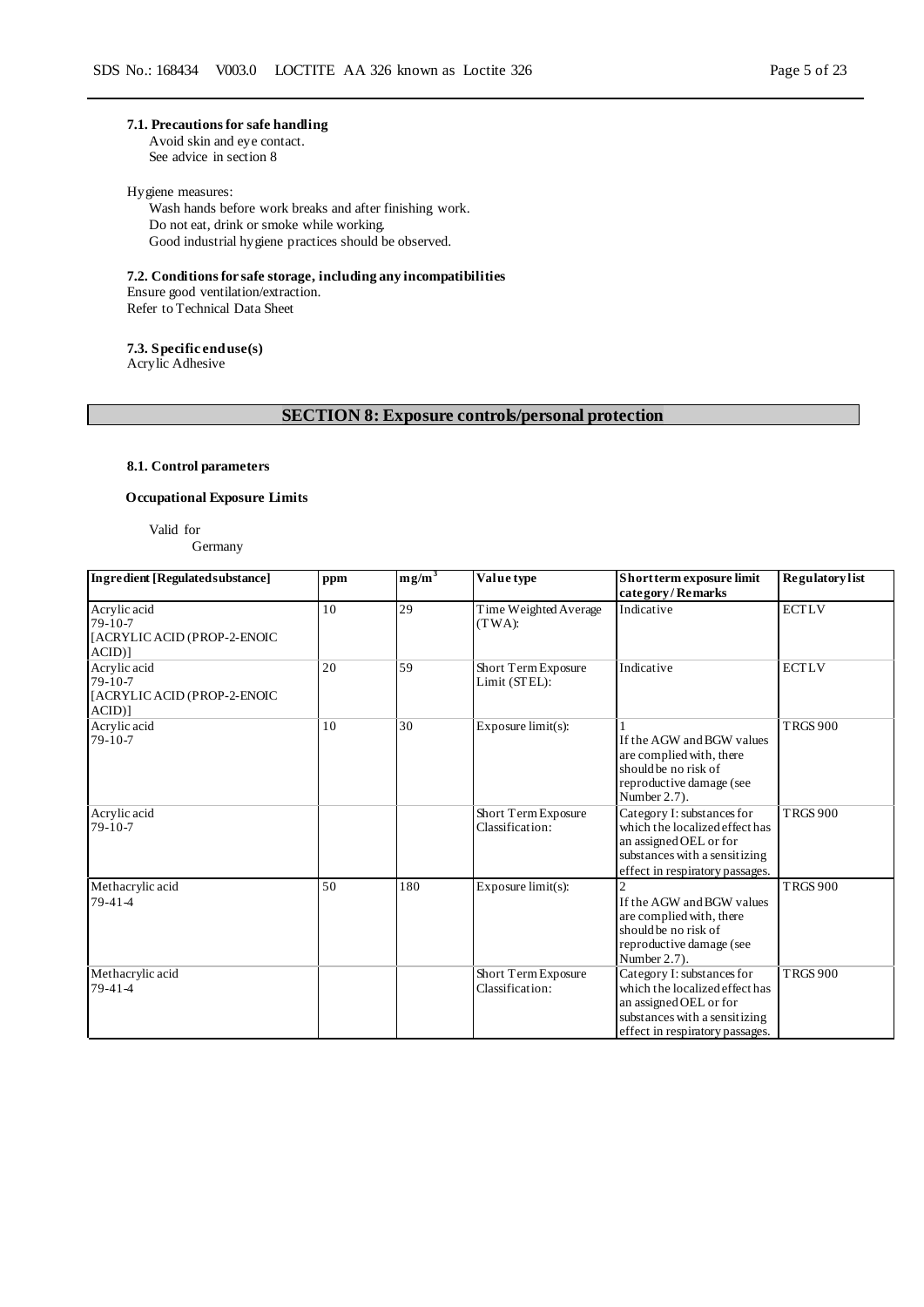### 7.1. Precautions for safe handling

Avoid skin and eye contact.
See advice in section 8

Hygiene measures:

Wash hands before work breaks and after finishing work.
Do not eat, drink or smoke while working.
Good industrial hygiene practices should be observed.

### 7.2. Conditions for safe storage, including any incompatibilities

Ensure good ventilation/extraction.
Refer to Technical Data Sheet

### 7.3. Specific end use(s)

Acrylic Adhesive

## SECTION 8: Exposure controls/personal protection

### 8.1. Control parameters

**Occupational Exposure Limits**

Valid for
Germany

| Ingredient [Regulated substance] | ppm | $mg/m^3$ | Value type | Short term exposure limit category / Remarks | Regulatory list |
|---|---|---|---|---|---|
| Acrylic acid 79-10-7 [ACRYLIC ACID (PROP-2-ENOIC ACID)] | 10 | 29 | Time Weighted Average (TWA): | Indicative | ECTLV |
| Acrylic acid 79-10-7 [ACRYLIC ACID (PROP-2-ENOIC ACID)] | 20 | 59 | Short Term Exposure Limit (STEL): | Indicative | ECTLV |
| Acrylic acid 79-10-7 | 10 | 30 | Exposure limit(s): | 1 If the AGW and BGW values are complied with, there should be no risk of reproductive damage (see Number 2.7). | TRGS 900 |
| Acrylic acid 79-10-7 | | | Short Term Exposure Classification: | Category I: substances for which the localized effect has an assigned OEL or for substances with a sensitizing effect in respiratory passages. | TRGS 900 |
| Methacrylic acid 79-41-4 | 50 | 180 | Exposure limit(s): | 2 If the AGW and BGW values are complied with, there should be no risk of reproductive damage (see Number 2.7). | TRGS 900 |
| Methacrylic acid 79-41-4 | | | Short Term Exposure Classification: | Category I: substances for which the localized effect has an assigned OEL or for substances with a sensitizing effect in respiratory passages. | TRGS 900 |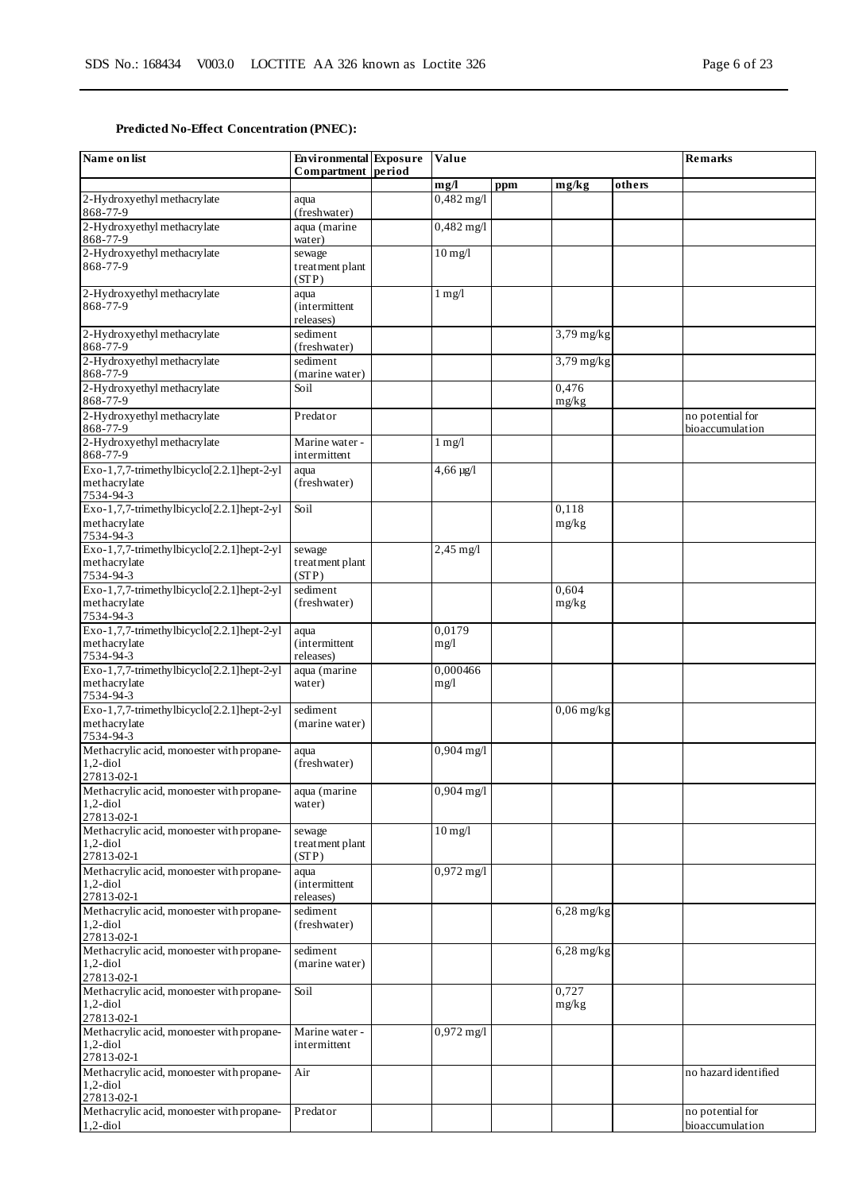**Predicted No-Effect Concentration (PNEC):**

| Name on list | Environmental Compartment | Exposure period | Value | | | | Remarks |
|---|---|---|---|---|---|---|---|
| | | | mg/l | ppm | mg/kg | others | |
| 2-Hydroxyethyl methacrylate 868-77-9 | aqua (freshwater) | | 0,482 mg/l | | | | |
| 2-Hydroxyethyl methacrylate 868-77-9 | aqua (marine water) | | 0,482 mg/l | | | | |
| 2-Hydroxyethyl methacrylate 868-77-9 | sewage treatment plant (STP) | | 10 mg/l | | | | |
| 2-Hydroxyethyl methacrylate 868-77-9 | aqua (intermittent releases) | | 1 mg/l | | | | |
| 2-Hydroxyethyl methacrylate 868-77-9 | sediment (freshwater) | | | | 3,79 mg/kg | | |
| 2-Hydroxyethyl methacrylate 868-77-9 | sediment (marine water) | | | | 3,79 mg/kg | | |
| 2-Hydroxyethyl methacrylate 868-77-9 | Soil | | | | 0,476 mg/kg | | |
| 2-Hydroxyethyl methacrylate 868-77-9 | Predator | | | | | | no potential for bioaccumulation |
| 2-Hydroxyethyl methacrylate 868-77-9 | Marine water - intermittent | | 1 mg/l | | | | |
| Exo-1,7,7-trimethylbicyclo[2.2.1]hept-2-yl methacrylate 7534-94-3 | aqua (freshwater) | | 4,66 µg/l | | | | |
| Exo-1,7,7-trimethylbicyclo[2.2.1]hept-2-yl methacrylate 7534-94-3 | Soil | | | | 0,118 mg/kg | | |
| Exo-1,7,7-trimethylbicyclo[2.2.1]hept-2-yl methacrylate 7534-94-3 | sewage treatment plant (STP) | | 2,45 mg/l | | | | |
| Exo-1,7,7-trimethylbicyclo[2.2.1]hept-2-yl methacrylate 7534-94-3 | sediment (freshwater) | | | | 0,604 mg/kg | | |
| Exo-1,7,7-trimethylbicyclo[2.2.1]hept-2-yl methacrylate 7534-94-3 | aqua (intermittent releases) | | 0,0179 mg/l | | | | |
| Exo-1,7,7-trimethylbicyclo[2.2.1]hept-2-yl methacrylate 7534-94-3 | aqua (marine water) | | 0,000466 mg/l | | | | |
| Exo-1,7,7-trimethylbicyclo[2.2.1]hept-2-yl methacrylate 7534-94-3 | sediment (marine water) | | | | 0,06 mg/kg | | |
| Methacrylic acid, monoester with propane-1,2-diol 27813-02-1 | aqua (freshwater) | | 0,904 mg/l | | | | |
| Methacrylic acid, monoester with propane-1,2-diol 27813-02-1 | aqua (marine water) | | 0,904 mg/l | | | | |
| Methacrylic acid, monoester with propane-1,2-diol 27813-02-1 | sewage treatment plant (STP) | | 10 mg/l | | | | |
| Methacrylic acid, monoester with propane-1,2-diol 27813-02-1 | aqua (intermittent releases) | | 0,972 mg/l | | | | |
| Methacrylic acid, monoester with propane-1,2-diol 27813-02-1 | sediment (freshwater) | | | | 6,28 mg/kg | | |
| Methacrylic acid, monoester with propane-1,2-diol 27813-02-1 | sediment (marine water) | | | | 6,28 mg/kg | | |
| Methacrylic acid, monoester with propane-1,2-diol 27813-02-1 | Soil | | | | 0,727 mg/kg | | |
| Methacrylic acid, monoester with propane-1,2-diol 27813-02-1 | Marine water - intermittent | | 0,972 mg/l | | | | |
| Methacrylic acid, monoester with propane-1,2-diol 27813-02-1 | Air | | | | | | no hazard identified |
| Methacrylic acid, monoester with propane-1,2-diol | Predator | | | | | | no potential for bioaccumulation |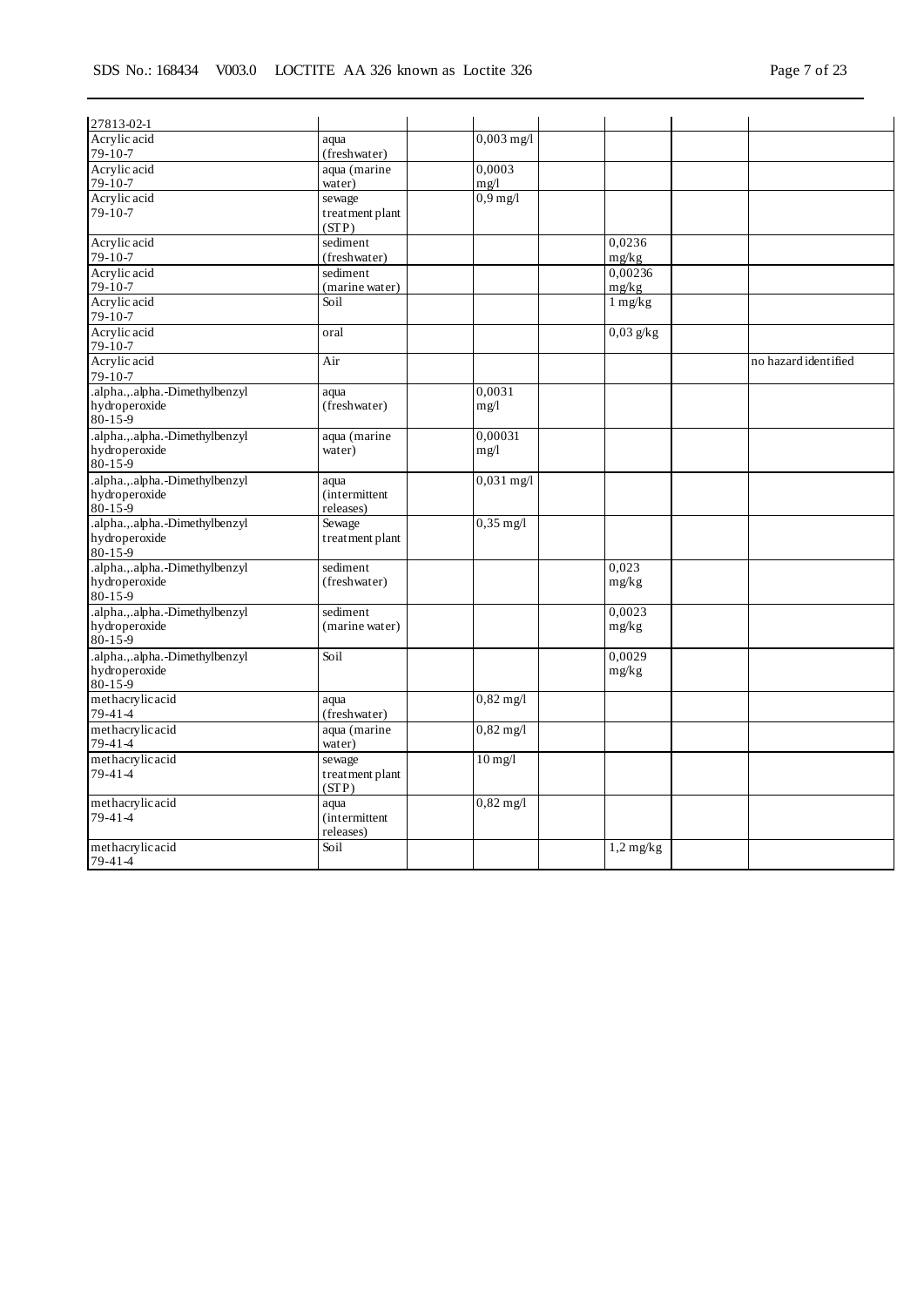| | | | | | | | |
|---|---|---|---|---|---|---|---|
| 27813-02-1 | | | | | | | |
| Acrylic acid<br>79-10-7 | aqua<br>(freshwater) | | 0,003 mg/l | | | | |
| Acrylic acid<br>79-10-7 | aqua (marine water) | | 0,0003 mg/l | | | | |
| Acrylic acid<br>79-10-7 | sewage treatment plant (STP) | | 0,9 mg/l | | | | |
| Acrylic acid<br>79-10-7 | sediment (freshwater) | | | | 0,0236 mg/kg | | |
| Acrylic acid<br>79-10-7 | sediment (marine water) | | | | 0,00236 mg/kg | | |
| Acrylic acid<br>79-10-7 | Soil | | | | 1 mg/kg | | |
| Acrylic acid<br>79-10-7 | oral | | | | 0,03 g/kg | | |
| Acrylic acid<br>79-10-7 | Air | | | | | | no hazard identified |
| .alpha.,.alpha.-Dimethylbenzyl hydroperoxide<br>80-15-9 | aqua<br>(freshwater) | | 0,0031 mg/l | | | | |
| .alpha.,.alpha.-Dimethylbenzyl hydroperoxide<br>80-15-9 | aqua (marine water) | | 0,00031 mg/l | | | | |
| .alpha.,.alpha.-Dimethylbenzyl hydroperoxide<br>80-15-9 | aqua (intermittent releases) | | 0,031 mg/l | | | | |
| .alpha.,.alpha.-Dimethylbenzyl hydroperoxide<br>80-15-9 | Sewage treatment plant | | 0,35 mg/l | | | | |
| .alpha.,.alpha.-Dimethylbenzyl hydroperoxide<br>80-15-9 | sediment (freshwater) | | | | 0,023 mg/kg | | |
| .alpha.,.alpha.-Dimethylbenzyl hydroperoxide<br>80-15-9 | sediment (marine water) | | | | 0,0023 mg/kg | | |
| .alpha.,.alpha.-Dimethylbenzyl hydroperoxide<br>80-15-9 | Soil | | | | 0,0029 mg/kg | | |
| methacrylic acid<br>79-41-4 | aqua<br>(freshwater) | | 0,82 mg/l | | | | |
| methacrylic acid<br>79-41-4 | aqua (marine water) | | 0,82 mg/l | | | | |
| methacrylic acid<br>79-41-4 | sewage treatment plant (STP) | | 10 mg/l | | | | |
| methacrylic acid<br>79-41-4 | aqua (intermittent releases) | | 0,82 mg/l | | | | |
| methacrylic acid<br>79-41-4 | Soil | | | | 1,2 mg/kg | | |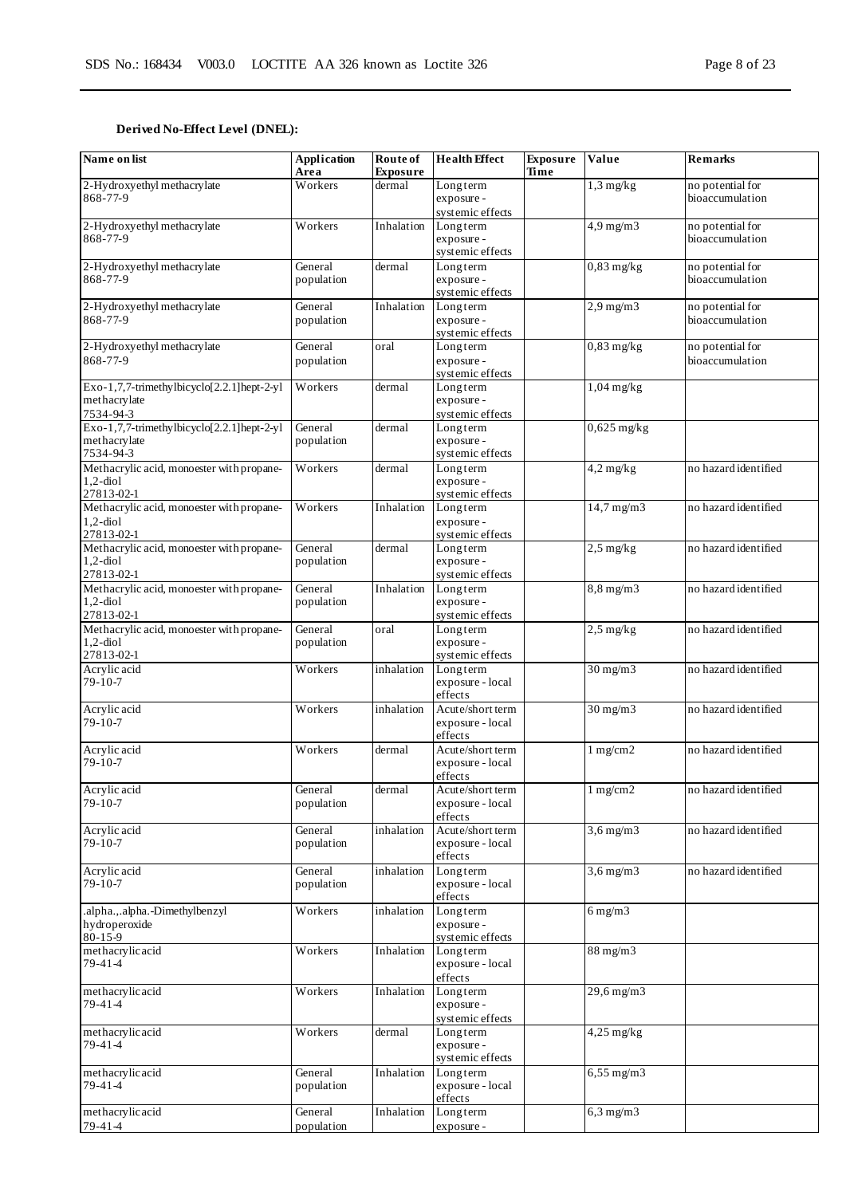**Derived No-Effect Level (DNEL):**

| Name on list | Application Area | Route of Exposure | Health Effect | Exposure Time | Value | Remarks |
|---|---|---|---|---|---|---|
| 2-Hydroxyethyl methacrylate<br>868-77-9 | Workers | dermal | Long term exposure - systemic effects | | 1,3 mg/kg | no potential for bioaccumulation |
| 2-Hydroxyethyl methacrylate<br>868-77-9 | Workers | Inhalation | Long term exposure - systemic effects | | 4,9 mg/m3 | no potential for bioaccumulation |
| 2-Hydroxyethyl methacrylate<br>868-77-9 | General population | dermal | Long term exposure - systemic effects | | 0,83 mg/kg | no potential for bioaccumulation |
| 2-Hydroxyethyl methacrylate<br>868-77-9 | General population | Inhalation | Long term exposure - systemic effects | | 2,9 mg/m3 | no potential for bioaccumulation |
| 2-Hydroxyethyl methacrylate<br>868-77-9 | General population | oral | Long term exposure - systemic effects | | 0,83 mg/kg | no potential for bioaccumulation |
| Exo-1,7,7-trimethylbicyclo[2.2.1]hept-2-yl methacrylate<br>7534-94-3 | Workers | dermal | Long term exposure - systemic effects | | 1,04 mg/kg | |
| Exo-1,7,7-trimethylbicyclo[2.2.1]hept-2-yl methacrylate<br>7534-94-3 | General population | dermal | Long term exposure - systemic effects | | 0,625 mg/kg | |
| Methacrylic acid, monoester with propane-1,2-diol<br>27813-02-1 | Workers | dermal | Long term exposure - systemic effects | | 4,2 mg/kg | no hazard identified |
| Methacrylic acid, monoester with propane-1,2-diol<br>27813-02-1 | Workers | Inhalation | Long term exposure - systemic effects | | 14,7 mg/m3 | no hazard identified |
| Methacrylic acid, monoester with propane-1,2-diol<br>27813-02-1 | General population | dermal | Long term exposure - systemic effects | | 2,5 mg/kg | no hazard identified |
| Methacrylic acid, monoester with propane-1,2-diol<br>27813-02-1 | General population | Inhalation | Long term exposure - systemic effects | | 8,8 mg/m3 | no hazard identified |
| Methacrylic acid, monoester with propane-1,2-diol<br>27813-02-1 | General population | oral | Long term exposure - systemic effects | | 2,5 mg/kg | no hazard identified |
| Acrylic acid<br>79-10-7 | Workers | inhalation | Long term exposure - local effects | | 30 mg/m3 | no hazard identified |
| Acrylic acid<br>79-10-7 | Workers | inhalation | Acute/short term exposure - local effects | | 30 mg/m3 | no hazard identified |
| Acrylic acid<br>79-10-7 | Workers | dermal | Acute/short term exposure - local effects | | 1 mg/cm2 | no hazard identified |
| Acrylic acid<br>79-10-7 | General population | dermal | Acute/short term exposure - local effects | | 1 mg/cm2 | no hazard identified |
| Acrylic acid<br>79-10-7 | General population | inhalation | Acute/short term exposure - local effects | | 3,6 mg/m3 | no hazard identified |
| Acrylic acid<br>79-10-7 | General population | inhalation | Long term exposure - local effects | | 3,6 mg/m3 | no hazard identified |
| .alpha.,.alpha.-Dimethylbenzyl hydroperoxide<br>80-15-9 | Workers | inhalation | Long term exposure - systemic effects | | 6 mg/m3 | |
| methacrylic acid<br>79-41-4 | Workers | Inhalation | Long term exposure - local effects | | 88 mg/m3 | |
| methacrylic acid<br>79-41-4 | Workers | Inhalation | Long term exposure - systemic effects | | 29,6 mg/m3 | |
| methacrylic acid<br>79-41-4 | Workers | dermal | Long term exposure - systemic effects | | 4,25 mg/kg | |
| methacrylic acid<br>79-41-4 | General population | Inhalation | Long term exposure - local effects | | 6,55 mg/m3 | |
| methacrylic acid<br>79-41-4 | General population | Inhalation | Long term exposure - | | 6,3 mg/m3 | |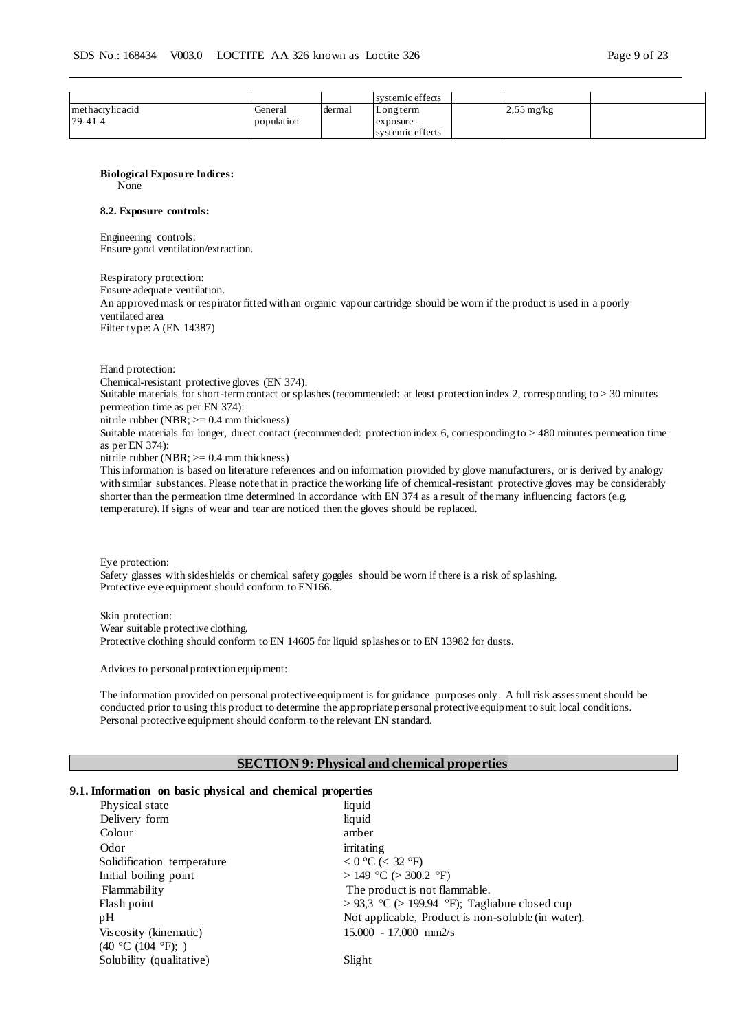| | | | systemic effects | | | |
|---|---|---|---|---|---|---|
| methacrylic acid<br>79-41-4 | General population | dermal | Long term exposure - systemic effects | | 2,55 mg/kg | |

**Biological Exposure Indices:**
None

**8.2. Exposure controls:**

Engineering controls:
Ensure good ventilation/extraction.

Respiratory protection:
Ensure adequate ventilation.
An approved mask or respirator fitted with an organic vapour cartridge should be worn if the product is used in a poorly ventilated area
Filter type: A (EN 14387)

Hand protection:
Chemical-resistant protective gloves (EN 374).
Suitable materials for short-term contact or splashes (recommended: at least protection index 2, corresponding to > 30 minutes permeation time as per EN 374):
nitrile rubber (NBR; >= 0.4 mm thickness)
Suitable materials for longer, direct contact (recommended: protection index 6, corresponding to > 480 minutes permeation time as per EN 374):
nitrile rubber (NBR; >= 0.4 mm thickness)
This information is based on literature references and on information provided by glove manufacturers, or is derived by analogy with similar substances. Please note that in practice the working life of chemical-resistant protective gloves may be considerably shorter than the permeation time determined in accordance with EN 374 as a result of the many influencing factors (e.g. temperature). If signs of wear and tear are noticed then the gloves should be replaced.

Eye protection:
Safety glasses with sideshields or chemical safety goggles should be worn if there is a risk of splashing.
Protective eye equipment should conform to EN166.

Skin protection:
Wear suitable protective clothing.
Protective clothing should conform to EN 14605 for liquid splashes or to EN 13982 for dusts.

Advices to personal protection equipment:

The information provided on personal protective equipment is for guidance purposes only. A full risk assessment should be conducted prior to using this product to determine the appropriate personal protective equipment to suit local conditions.
Personal protective equipment should conform to the relevant EN standard.

## SECTION 9: Physical and chemical properties

### 9.1. Information on basic physical and chemical properties

| | |
|---|---|
| Physical state | liquid |
| Delivery form | liquid |
| Colour | amber |
| Odor | irritating |
| Solidification temperature | < 0 °C (< 32 °F) |
| Initial boiling point | > 149 °C (> 300.2 °F) |
| Flammability | The product is not flammable. |
| Flash point | > 93,3 °C (> 199.94 °F); Tagliabue closed cup |
| pH | Not applicable, Product is non-soluble (in water). |
| Viscosity (kinematic)<br>(40 °C (104 °F); ) | 15.000 - 17.000 mm2/s |
| Solubility (qualitative) | Slight |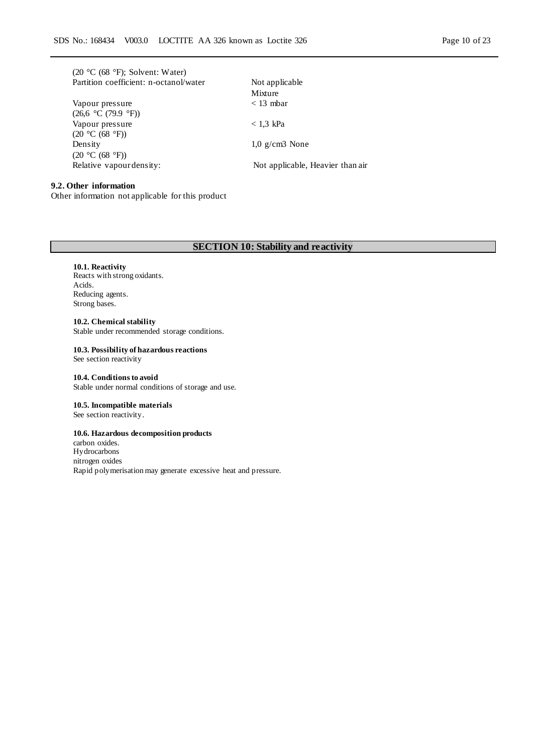| | |
|---|---|
| (20 °C (68 °F); Solvent: Water) | |
| Partition coefficient: n-octanol/water | Not applicable<br>Mixture |
| Vapour pressure<br>(26,6 °C (79.9 °F)) | < 13 mbar |
| Vapour pressure<br>(20 °C (68 °F)) | < 1,3 kPa |
| Density<br>(20 °C (68 °F)) | 1,0 g/cm3 None |
| Relative vapour density: | Not applicable, Heavier than air |

**9.2. Other information**

Other information not applicable for this product

## SECTION 10: Stability and reactivity

**10.1. Reactivity**

Reacts with strong oxidants.
Acids.
Reducing agents.
Strong bases.

**10.2. Chemical stability**

Stable under recommended storage conditions.

**10.3. Possibility of hazardous reactions**

See section reactivity

**10.4. Conditions to avoid**

Stable under normal conditions of storage and use.

**10.5. Incompatible materials**

See section reactivity.

**10.6. Hazardous decomposition products**

carbon oxides.
Hydrocarbons
nitrogen oxides
Rapid polymerisation may generate excessive heat and pressure.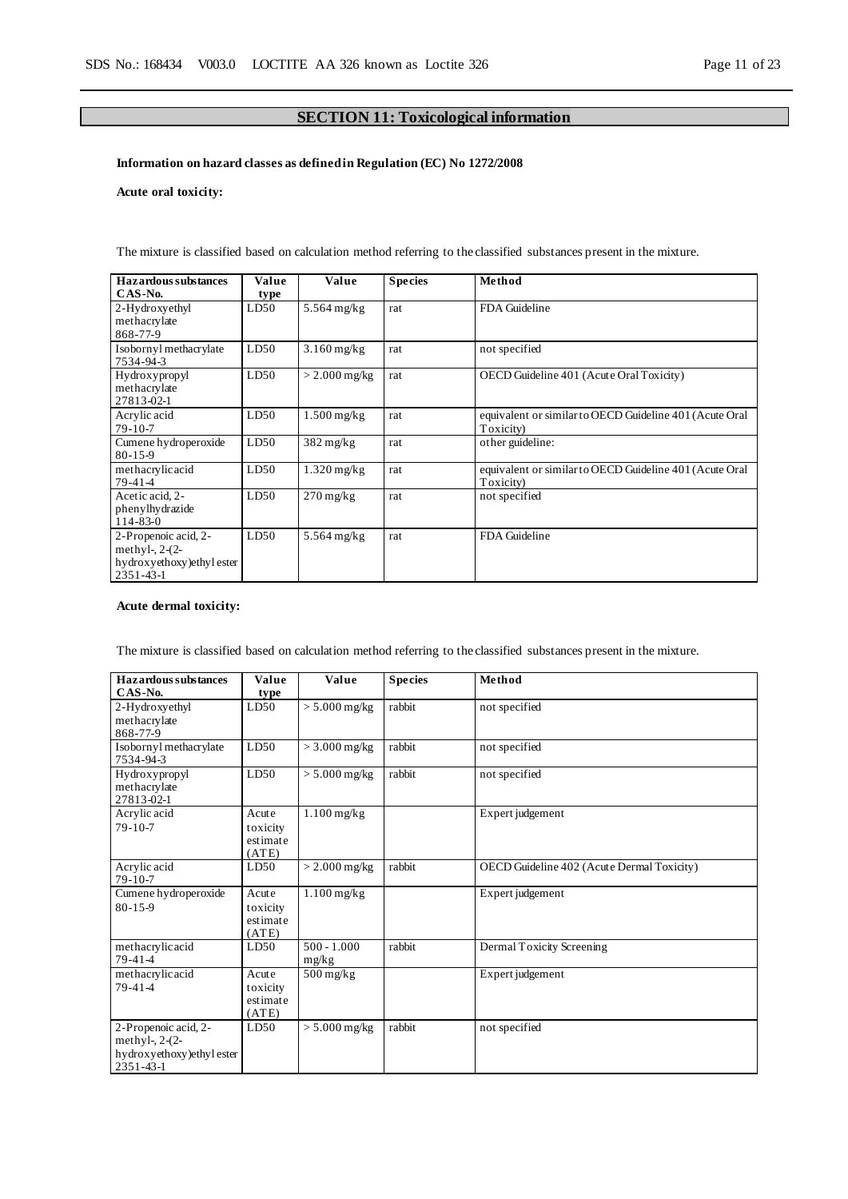## SECTION 11: Toxicological information

**Information on hazard classes as defined in Regulation (EC) No 1272/2008**

**Acute oral toxicity:**

The mixture is classified based on calculation method referring to the classified substances present in the mixture.

| Hazardous substances CAS-No. | Value type | Value | Species | Method |
|---|---|---|---|---|
| 2-Hydroxyethyl methacrylate 868-77-9 | LD50 | 5.564 mg/kg | rat | FDA Guideline |
| Isobornyl methacrylate 7534-94-3 | LD50 | 3.160 mg/kg | rat | not specified |
| Hydroxypropyl methacrylate 27813-02-1 | LD50 | > 2.000 mg/kg | rat | OECD Guideline 401 (Acute Oral Toxicity) |
| Acrylic acid 79-10-7 | LD50 | 1.500 mg/kg | rat | equivalent or similar to OECD Guideline 401 (Acute Oral Toxicity) |
| Cumene hydroperoxide 80-15-9 | LD50 | 382 mg/kg | rat | other guideline: |
| methacrylic acid 79-41-4 | LD50 | 1.320 mg/kg | rat | equivalent or similar to OECD Guideline 401 (Acute Oral Toxicity) |
| Acetic acid, 2-phenylhydrazide 114-83-0 | LD50 | 270 mg/kg | rat | not specified |
| 2-Propenoic acid, 2-methyl-, 2-(2-hydroxyethoxy)ethyl ester 2351-43-1 | LD50 | 5.564 mg/kg | rat | FDA Guideline |

**Acute dermal toxicity:**

The mixture is classified based on calculation method referring to the classified substances present in the mixture.

| Hazardous substances CAS-No. | Value type | Value | Species | Method |
|---|---|---|---|---|
| 2-Hydroxyethyl methacrylate 868-77-9 | LD50 | > 5.000 mg/kg | rabbit | not specified |
| Isobornyl methacrylate 7534-94-3 | LD50 | > 3.000 mg/kg | rabbit | not specified |
| Hydroxypropyl methacrylate 27813-02-1 | LD50 | > 5.000 mg/kg | rabbit | not specified |
| Acrylic acid 79-10-7 | Acute toxicity estimate (ATE) | 1.100 mg/kg | | Expert judgement |
| Acrylic acid 79-10-7 | LD50 | > 2.000 mg/kg | rabbit | OECD Guideline 402 (Acute Dermal Toxicity) |
| Cumene hydroperoxide 80-15-9 | Acute toxicity estimate (ATE) | 1.100 mg/kg | | Expert judgement |
| methacrylic acid 79-41-4 | LD50 | 500 - 1.000 mg/kg | rabbit | Dermal Toxicity Screening |
| methacrylic acid 79-41-4 | Acute toxicity estimate (ATE) | 500 mg/kg | | Expert judgement |
| 2-Propenoic acid, 2-methyl-, 2-(2-hydroxyethoxy)ethyl ester 2351-43-1 | LD50 | > 5.000 mg/kg | rabbit | not specified |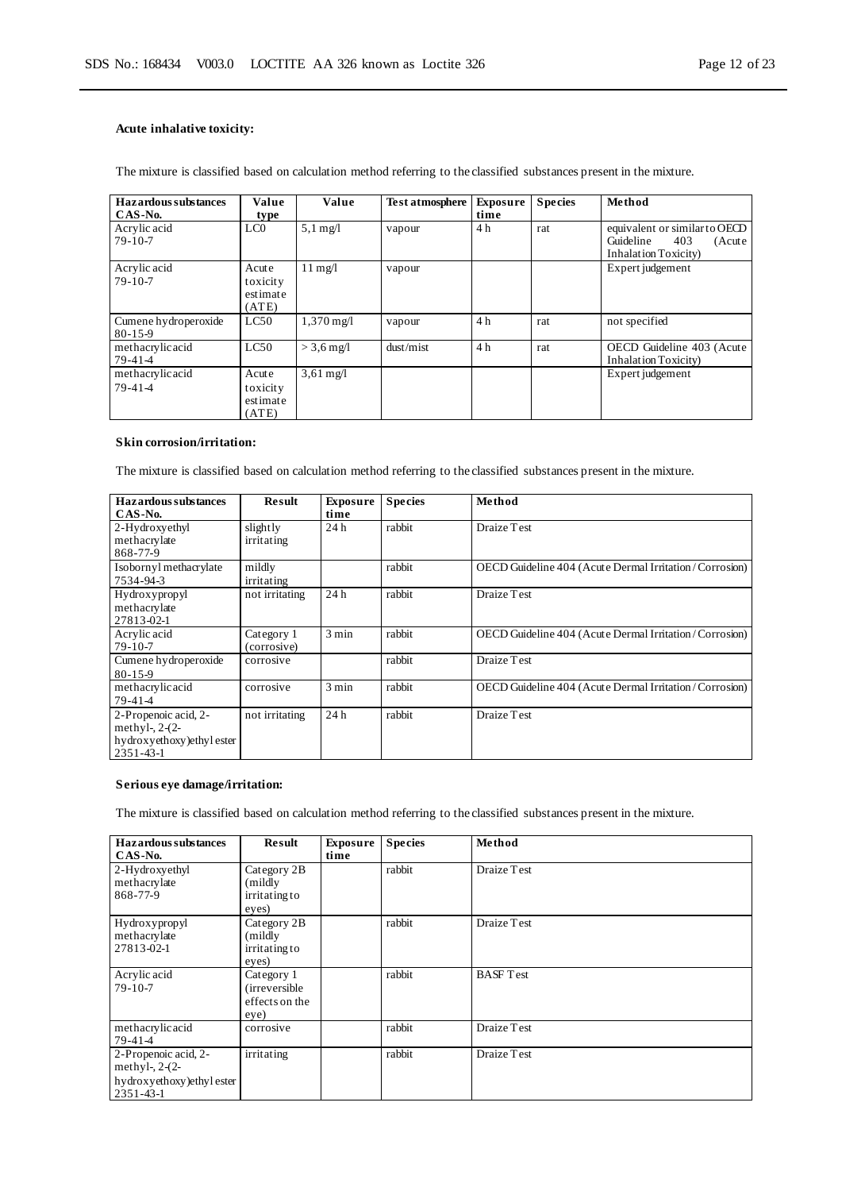**Acute inhalative toxicity:**

The mixture is classified based on calculation method referring to the classified substances present in the mixture.

| Hazardous substances CAS-No. | Value type | Value | Test atmosphere | Exposure time | Species | Method |
|---|---|---|---|---|---|---|
| Acrylic acid 79-10-7 | LC0 | 5,1 mg/l | vapour | 4 h | rat | equivalent or similar to OECD Guideline 403 (Acute Inhalation Toxicity) |
| Acrylic acid 79-10-7 | Acute toxicity estimate (ATE) | 11 mg/l | vapour | | | Expert judgement |
| Cumene hydroperoxide 80-15-9 | LC50 | 1,370 mg/l | vapour | 4 h | rat | not specified |
| methacrylic acid 79-41-4 | LC50 | > 3,6 mg/l | dust/mist | 4 h | rat | OECD Guideline 403 (Acute Inhalation Toxicity) |
| methacrylic acid 79-41-4 | Acute toxicity estimate (ATE) | 3,61 mg/l | | | | Expert judgement |

**Skin corrosion/irritation:**

The mixture is classified based on calculation method referring to the classified substances present in the mixture.

| Hazardous substances CAS-No. | Result | Exposure time | Species | Method |
|---|---|---|---|---|
| 2-Hydroxyethyl methacrylate 868-77-9 | slightly irritating | 24 h | rabbit | Draize Test |
| Isobornyl methacrylate 7534-94-3 | mildly irritating | | rabbit | OECD Guideline 404 (Acute Dermal Irritation / Corrosion) |
| Hydroxypropyl methacrylate 27813-02-1 | not irritating | 24 h | rabbit | Draize Test |
| Acrylic acid 79-10-7 | Category 1 (corrosive) | 3 min | rabbit | OECD Guideline 404 (Acute Dermal Irritation / Corrosion) |
| Cumene hydroperoxide 80-15-9 | corrosive | | rabbit | Draize Test |
| methacrylic acid 79-41-4 | corrosive | 3 min | rabbit | OECD Guideline 404 (Acute Dermal Irritation / Corrosion) |
| 2-Propenoic acid, 2-methyl-, 2-(2-hydroxyethoxy)ethyl ester 2351-43-1 | not irritating | 24 h | rabbit | Draize Test |

**Serious eye damage/irritation:**

The mixture is classified based on calculation method referring to the classified substances present in the mixture.

| Hazardous substances CAS-No. | Result | Exposure time | Species | Method |
|---|---|---|---|---|
| 2-Hydroxyethyl methacrylate 868-77-9 | Category 2B (mildly irritating to eyes) | | rabbit | Draize Test |
| Hydroxypropyl methacrylate 27813-02-1 | Category 2B (mildly irritating to eyes) | | rabbit | Draize Test |
| Acrylic acid 79-10-7 | Category 1 (irreversible effects on the eye) | | rabbit | BASF Test |
| methacrylic acid 79-41-4 | corrosive | | rabbit | Draize Test |
| 2-Propenoic acid, 2-methyl-, 2-(2-hydroxyethoxy)ethyl ester 2351-43-1 | irritating | | rabbit | Draize Test |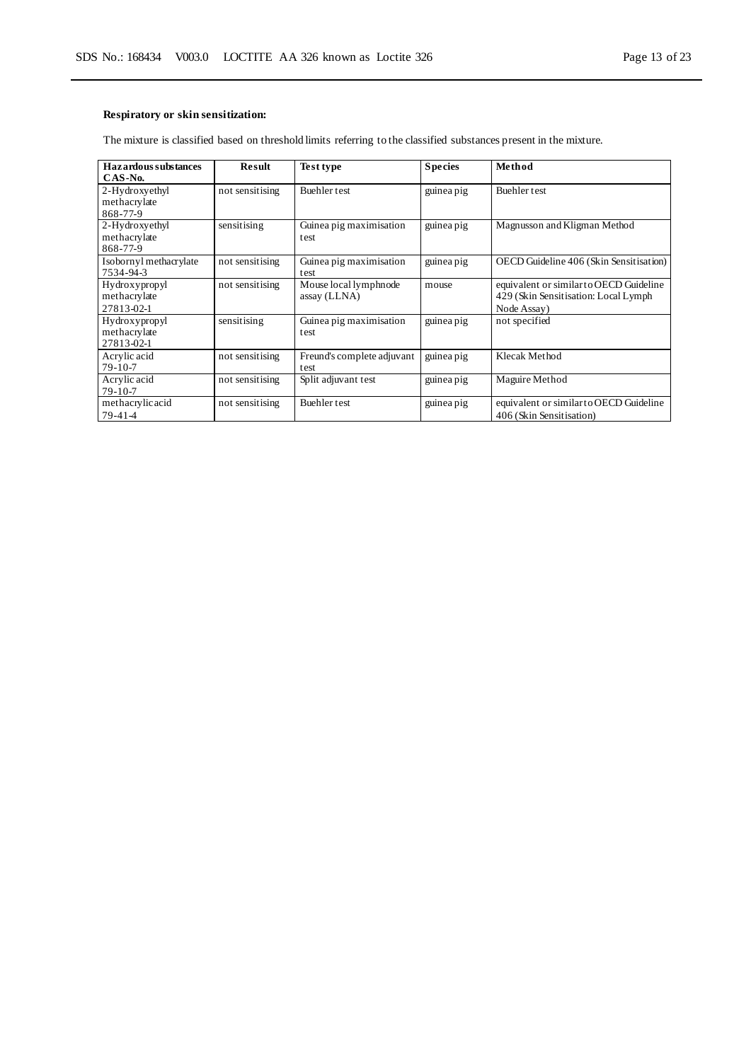**Respiratory or skin sensitization:**

The mixture is classified based on threshold limits referring to the classified substances present in the mixture.

| Hazardous substances CAS-No. | Result | Test type | Species | Method |
|---|---|---|---|---|
| 2-Hydroxyethyl methacrylate 868-77-9 | not sensitising | Buehler test | guinea pig | Buehler test |
| 2-Hydroxyethyl methacrylate 868-77-9 | sensitising | Guinea pig maximisation test | guinea pig | Magnusson and Kligman Method |
| Isobornyl methacrylate 7534-94-3 | not sensitising | Guinea pig maximisation test | guinea pig | OECD Guideline 406 (Skin Sensitisation) |
| Hydroxypropyl methacrylate 27813-02-1 | not sensitising | Mouse local lymphnode assay (LLNA) | mouse | equivalent or similar to OECD Guideline 429 (Skin Sensitisation: Local Lymph Node Assay) |
| Hydroxypropyl methacrylate 27813-02-1 | sensitising | Guinea pig maximisation test | guinea pig | not specified |
| Acrylic acid 79-10-7 | not sensitising | Freund's complete adjuvant test | guinea pig | Klecak Method |
| Acrylic acid 79-10-7 | not sensitising | Split adjuvant test | guinea pig | Maguire Method |
| methacrylic acid 79-41-4 | not sensitising | Buehler test | guinea pig | equivalent or similar to OECD Guideline 406 (Skin Sensitisation) |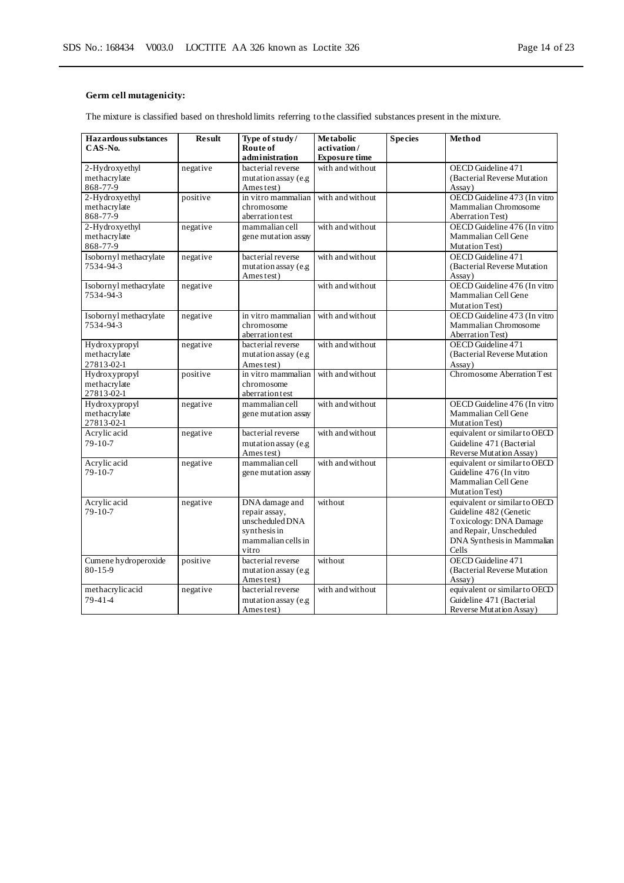**Germ cell mutagenicity:**

The mixture is classified based on threshold limits referring to the classified substances present in the mixture.

| Hazardous substances CAS-No. | Result | Type of study / Route of administration | Metabolic activation / Exposure time | Species | Method |
|---|---|---|---|---|---|
| 2-Hydroxyethyl methacrylate 868-77-9 | negative | bacterial reverse mutation assay (e.g Ames test) | with and without | | OECD Guideline 471 (Bacterial Reverse Mutation Assay) |
| 2-Hydroxyethyl methacrylate 868-77-9 | positive | in vitro mammalian chromosome aberration test | with and without | | OECD Guideline 473 (In vitro Mammalian Chromosome Aberration Test) |
| 2-Hydroxyethyl methacrylate 868-77-9 | negative | mammalian cell gene mutation assay | with and without | | OECD Guideline 476 (In vitro Mammalian Cell Gene Mutation Test) |
| Isobornyl methacrylate 7534-94-3 | negative | bacterial reverse mutation assay (e.g Ames test) | with and without | | OECD Guideline 471 (Bacterial Reverse Mutation Assay) |
| Isobornyl methacrylate 7534-94-3 | negative | | with and without | | OECD Guideline 476 (In vitro Mammalian Cell Gene Mutation Test) |
| Isobornyl methacrylate 7534-94-3 | negative | in vitro mammalian chromosome aberration test | with and without | | OECD Guideline 473 (In vitro Mammalian Chromosome Aberration Test) |
| Hydroxypropyl methacrylate 27813-02-1 | negative | bacterial reverse mutation assay (e.g Ames test) | with and without | | OECD Guideline 471 (Bacterial Reverse Mutation Assay) |
| Hydroxypropyl methacrylate 27813-02-1 | positive | in vitro mammalian chromosome aberration test | with and without | | Chromosome Aberration Test |
| Hydroxypropyl methacrylate 27813-02-1 | negative | mammalian cell gene mutation assay | with and without | | OECD Guideline 476 (In vitro Mammalian Cell Gene Mutation Test) |
| Acrylic acid 79-10-7 | negative | bacterial reverse mutation assay (e.g Ames test) | with and without | | equivalent or similar to OECD Guideline 471 (Bacterial Reverse Mutation Assay) |
| Acrylic acid 79-10-7 | negative | mammalian cell gene mutation assay | with and without | | equivalent or similar to OECD Guideline 476 (In vitro Mammalian Cell Gene Mutation Test) |
| Acrylic acid 79-10-7 | negative | DNA damage and repair assay, unscheduled DNA synthesis in mammalian cells in vitro | without | | equivalent or similar to OECD Guideline 482 (Genetic Toxicology: DNA Damage and Repair, Unscheduled DNA Synthesis in Mammalian Cells |
| Cumene hydroperoxide 80-15-9 | positive | bacterial reverse mutation assay (e.g Ames test) | without | | OECD Guideline 471 (Bacterial Reverse Mutation Assay) |
| methacrylic acid 79-41-4 | negative | bacterial reverse mutation assay (e.g Ames test) | with and without | | equivalent or similar to OECD Guideline 471 (Bacterial Reverse Mutation Assay) |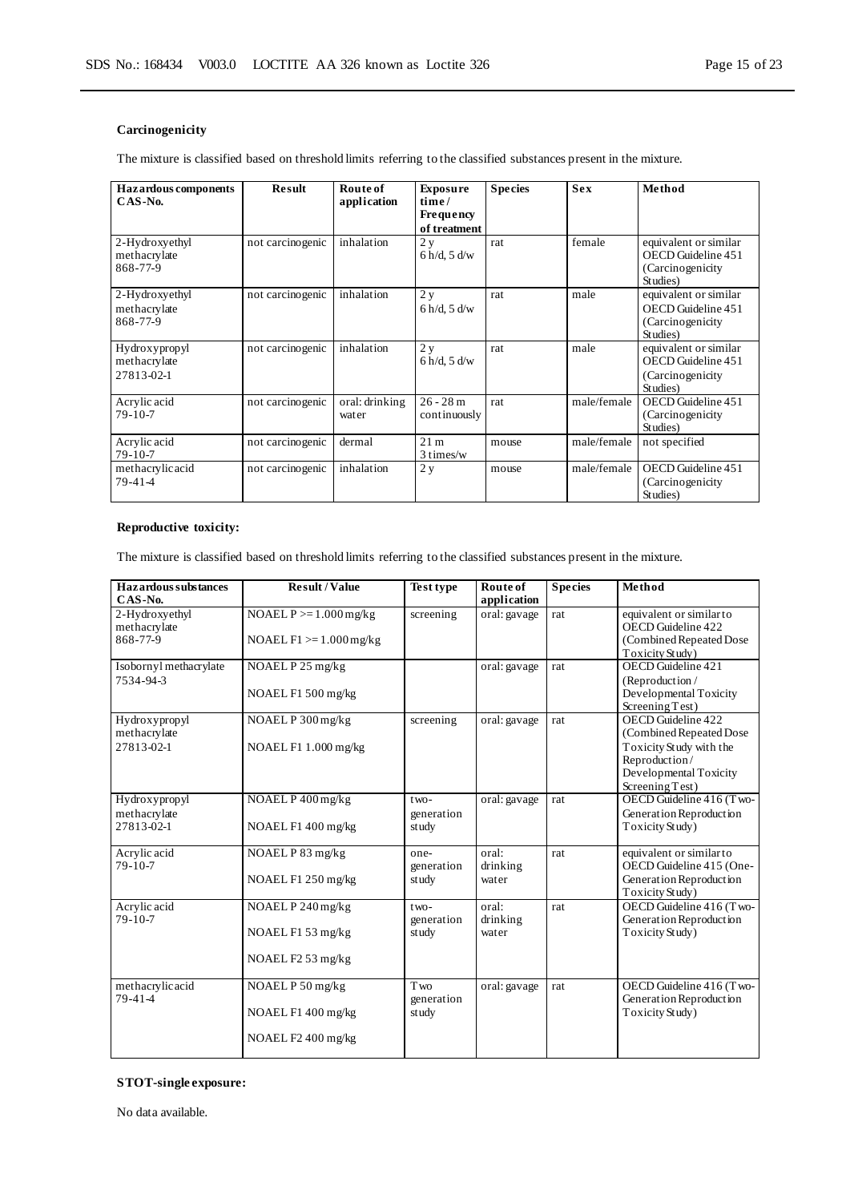**Carcinogenicity**

The mixture is classified based on threshold limits referring to the classified substances present in the mixture.

| Hazardous components CAS-No. | Result | Route of application | Exposure time / Frequency of treatment | Species | Sex | Method |
|---|---|---|---|---|---|---|
| 2-Hydroxyethyl methacrylate 868-77-9 | not carcinogenic | inhalation | 2 y 6 h/d, 5 d/w | rat | female | equivalent or similar OECD Guideline 451 (Carcinogenicity Studies) |
| 2-Hydroxyethyl methacrylate 868-77-9 | not carcinogenic | inhalation | 2 y 6 h/d, 5 d/w | rat | male | equivalent or similar OECD Guideline 451 (Carcinogenicity Studies) |
| Hydroxypropyl methacrylate 27813-02-1 | not carcinogenic | inhalation | 2 y 6 h/d, 5 d/w | rat | male | equivalent or similar OECD Guideline 451 (Carcinogenicity Studies) |
| Acrylic acid 79-10-7 | not carcinogenic | oral: drinking water | 26 - 28 m continuously | rat | male/female | OECD Guideline 451 (Carcinogenicity Studies) |
| Acrylic acid 79-10-7 | not carcinogenic | dermal | 21 m 3 times/w | mouse | male/female | not specified |
| methacrylic acid 79-41-4 | not carcinogenic | inhalation | 2 y | mouse | male/female | OECD Guideline 451 (Carcinogenicity Studies) |

**Reproductive toxicity:**

The mixture is classified based on threshold limits referring to the classified substances present in the mixture.

| Hazardous substances CAS-No. | Result / Value | Test type | Route of application | Species | Method |
|---|---|---|---|---|---|
| 2-Hydroxyethyl methacrylate 868-77-9 | NOAEL P >= 1.000 mg/kg<br>NOAEL F1 >= 1.000 mg/kg | screening | oral: gavage | rat | equivalent or similar to OECD Guideline 422 (Combined Repeated Dose Toxicity Study) |
| Isobornyl methacrylate 7534-94-3 | NOAEL P 25 mg/kg<br>NOAEL F1 500 mg/kg | | oral: gavage | rat | OECD Guideline 421 (Reproduction / Developmental Toxicity Screening Test) |
| Hydroxypropyl methacrylate 27813-02-1 | NOAEL P 300 mg/kg<br>NOAEL F1 1.000 mg/kg | screening | oral: gavage | rat | OECD Guideline 422 (Combined Repeated Dose Toxicity Study with the Reproduction / Developmental Toxicity Screening Test) |
| Hydroxypropyl methacrylate 27813-02-1 | NOAEL P 400 mg/kg<br>NOAEL F1 400 mg/kg | two-generation study | oral: gavage | rat | OECD Guideline 416 (Two-Generation Reproduction Toxicity Study) |
| Acrylic acid 79-10-7 | NOAEL P 83 mg/kg<br>NOAEL F1 250 mg/kg | one-generation study | oral: drinking water | rat | equivalent or similar to OECD Guideline 415 (One-Generation Reproduction Toxicity Study) |
| Acrylic acid 79-10-7 | NOAEL P 240 mg/kg<br>NOAEL F1 53 mg/kg<br>NOAEL F2 53 mg/kg | two-generation study | oral: drinking water | rat | OECD Guideline 416 (Two-Generation Reproduction Toxicity Study) |
| methacrylic acid 79-41-4 | NOAEL P 50 mg/kg<br>NOAEL F1 400 mg/kg<br>NOAEL F2 400 mg/kg | Two generation study | oral: gavage | rat | OECD Guideline 416 (Two-Generation Reproduction Toxicity Study) |

**STOT-single exposure:**

No data available.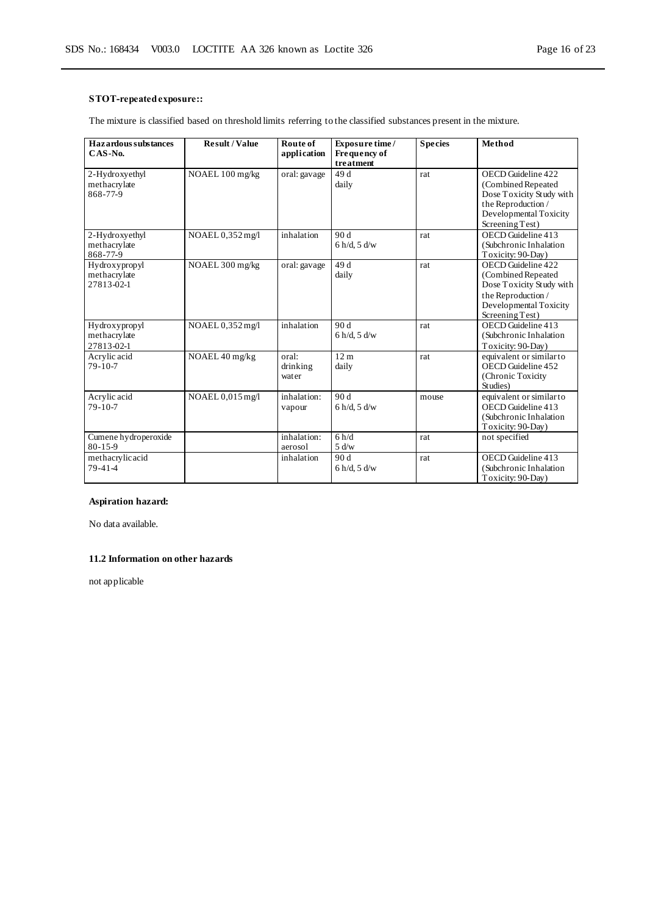### STOT-repeated exposure::

The mixture is classified based on threshold limits referring to the classified substances present in the mixture.

| Hazardous substances CAS-No. | Result / Value | Route of application | Exposure time / Frequency of treatment | Species | Method |
|---|---|---|---|---|---|
| 2-Hydroxyethyl methacrylate 868-77-9 | NOAEL 100 mg/kg | oral: gavage | 49 d daily | rat | OECD Guideline 422 (Combined Repeated Dose Toxicity Study with the Reproduction / Developmental Toxicity Screening Test) |
| 2-Hydroxyethyl methacrylate 868-77-9 | NOAEL 0,352 mg/l | inhalation | 90 d 6 h/d, 5 d/w | rat | OECD Guideline 413 (Subchronic Inhalation Toxicity: 90-Day) |
| Hydroxypropyl methacrylate 27813-02-1 | NOAEL 300 mg/kg | oral: gavage | 49 d daily | rat | OECD Guideline 422 (Combined Repeated Dose Toxicity Study with the Reproduction / Developmental Toxicity Screening Test) |
| Hydroxypropyl methacrylate 27813-02-1 | NOAEL 0,352 mg/l | inhalation | 90 d 6 h/d, 5 d/w | rat | OECD Guideline 413 (Subchronic Inhalation Toxicity: 90-Day) |
| Acrylic acid 79-10-7 | NOAEL 40 mg/kg | oral: drinking water | 12 m daily | rat | equivalent or similar to OECD Guideline 452 (Chronic Toxicity Studies) |
| Acrylic acid 79-10-7 | NOAEL 0,015 mg/l | inhalation: vapour | 90 d 6 h/d, 5 d/w | mouse | equivalent or similar to OECD Guideline 413 (Subchronic Inhalation Toxicity: 90-Day) |
| Cumene hydroperoxide 80-15-9 | | inhalation: aerosol | 6 h/d 5 d/w | rat | not specified |
| methacrylic acid 79-41-4 | | inhalation | 90 d 6 h/d, 5 d/w | rat | OECD Guideline 413 (Subchronic Inhalation Toxicity: 90-Day) |

### Aspiration hazard:

No data available.

### 11.2 Information on other hazards

not applicable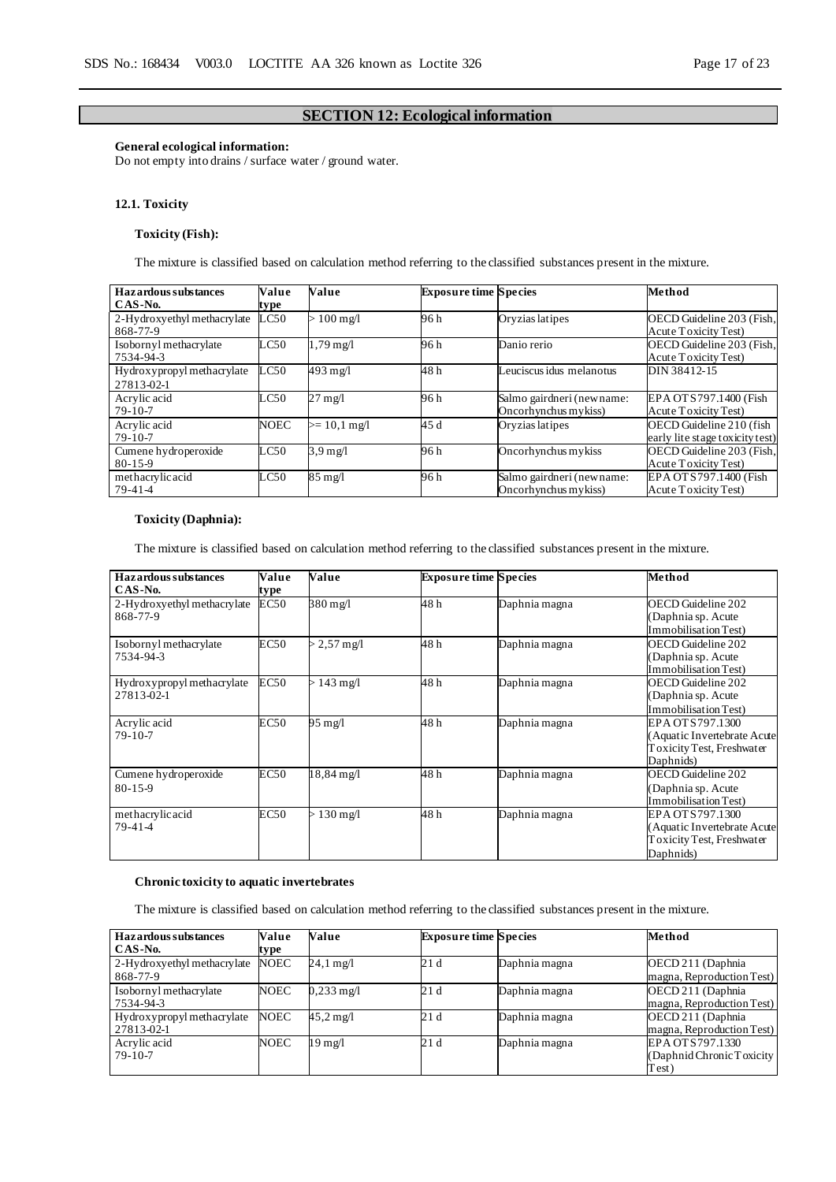## SECTION 12: Ecological information

**General ecological information:**
Do not empty into drains / surface water / ground water.

### 12.1. Toxicity

#### Toxicity (Fish):

The mixture is classified based on calculation method referring to the classified substances present in the mixture.

| Hazardous substances CAS-No. | Value type | Value | Exposure time | Species | Method |
|---|---|---|---|---|---|
| 2-Hydroxyethyl methacrylate 868-77-9 | LC50 | > 100 mg/l | 96 h | Oryzias latipes | OECD Guideline 203 (Fish, Acute Toxicity Test) |
| Isobornyl methacrylate 7534-94-3 | LC50 | 1,79 mg/l | 96 h | Danio rerio | OECD Guideline 203 (Fish, Acute Toxicity Test) |
| Hydroxypropyl methacrylate 27813-02-1 | LC50 | 493 mg/l | 48 h | Leuciscus idus melanotus | DIN 38412-15 |
| Acrylic acid 79-10-7 | LC50 | 27 mg/l | 96 h | Salmo gairdneri (new name: Oncorhynchus mykiss) | EPA OTS 797.1400 (Fish Acute Toxicity Test) |
| Acrylic acid 79-10-7 | NOEC | >= 10,1 mg/l | 45 d | Oryzias latipes | OECD Guideline 210 (fish early lite stage toxicity test) |
| Cumene hydroperoxide 80-15-9 | LC50 | 3,9 mg/l | 96 h | Oncorhynchus mykiss | OECD Guideline 203 (Fish, Acute Toxicity Test) |
| methacrylic acid 79-41-4 | LC50 | 85 mg/l | 96 h | Salmo gairdneri (new name: Oncorhynchus mykiss) | EPA OTS 797.1400 (Fish Acute Toxicity Test) |

#### Toxicity (Daphnia):

The mixture is classified based on calculation method referring to the classified substances present in the mixture.

| Hazardous substances CAS-No. | Value type | Value | Exposure time | Species | Method |
|---|---|---|---|---|---|
| 2-Hydroxyethyl methacrylate 868-77-9 | EC50 | 380 mg/l | 48 h | Daphnia magna | OECD Guideline 202 (Daphnia sp. Acute Immobilisation Test) |
| Isobornyl methacrylate 7534-94-3 | EC50 | > 2,57 mg/l | 48 h | Daphnia magna | OECD Guideline 202 (Daphnia sp. Acute Immobilisation Test) |
| Hydroxypropyl methacrylate 27813-02-1 | EC50 | > 143 mg/l | 48 h | Daphnia magna | OECD Guideline 202 (Daphnia sp. Acute Immobilisation Test) |
| Acrylic acid 79-10-7 | EC50 | 95 mg/l | 48 h | Daphnia magna | EPA OTS 797.1300 (Aquatic Invertebrate Acute Toxicity Test, Freshwater Daphnids) |
| Cumene hydroperoxide 80-15-9 | EC50 | 18,84 mg/l | 48 h | Daphnia magna | OECD Guideline 202 (Daphnia sp. Acute Immobilisation Test) |
| methacrylic acid 79-41-4 | EC50 | > 130 mg/l | 48 h | Daphnia magna | EPA OTS 797.1300 (Aquatic Invertebrate Acute Toxicity Test, Freshwater Daphnids) |

#### Chronic toxicity to aquatic invertebrates

The mixture is classified based on calculation method referring to the classified substances present in the mixture.

| Hazardous substances CAS-No. | Value type | Value | Exposure time | Species | Method |
|---|---|---|---|---|---|
| 2-Hydroxyethyl methacrylate 868-77-9 | NOEC | 24,1 mg/l | 21 d | Daphnia magna | OECD 211 (Daphnia magna, Reproduction Test) |
| Isobornyl methacrylate 7534-94-3 | NOEC | 0,233 mg/l | 21 d | Daphnia magna | OECD 211 (Daphnia magna, Reproduction Test) |
| Hydroxypropyl methacrylate 27813-02-1 | NOEC | 45,2 mg/l | 21 d | Daphnia magna | OECD 211 (Daphnia magna, Reproduction Test) |
| Acrylic acid 79-10-7 | NOEC | 19 mg/l | 21 d | Daphnia magna | EPA OTS 797.1330 (Daphnid Chronic Toxicity Test) |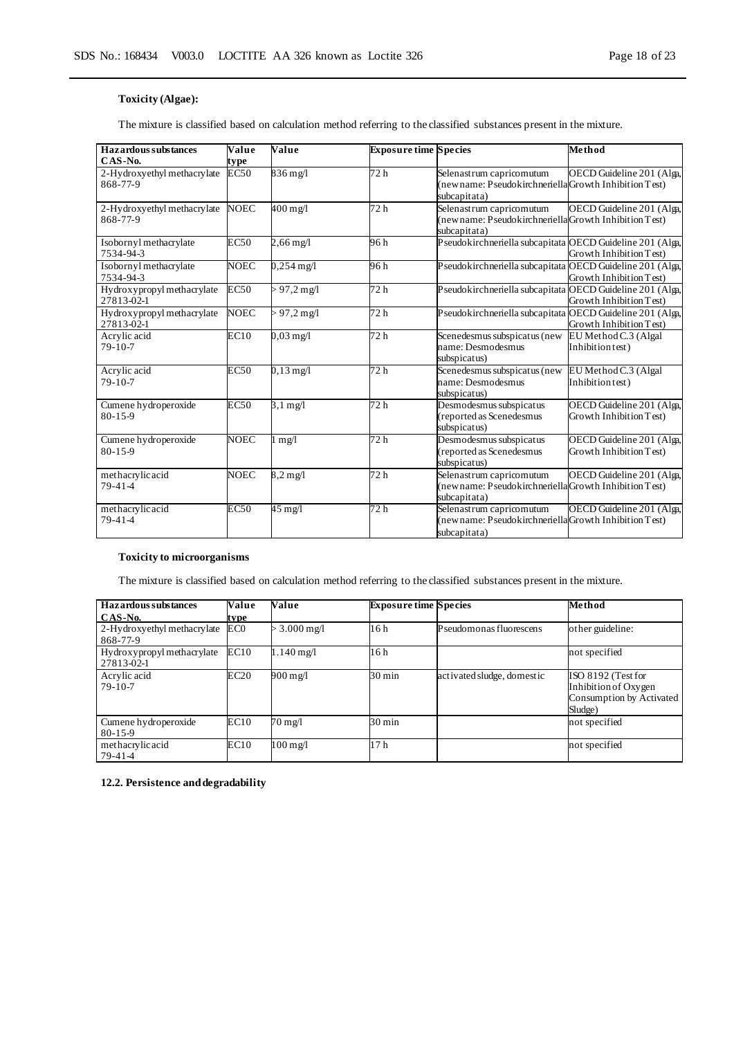#### Toxicity (Algae):

The mixture is classified based on calculation method referring to the classified substances present in the mixture.

| Hazardous substances CAS-No. | Value type | Value | Exposure time | Species | Method |
|---|---|---|---|---|---|
| 2-Hydroxyethyl methacrylate 868-77-9 | EC50 | 836 mg/l | 72 h | Selenastrum capricornutum (new name: Pseudokirchneriella subcapitata) | OECD Guideline 201 (Alga, Growth Inhibition Test) |
| 2-Hydroxyethyl methacrylate 868-77-9 | NOEC | 400 mg/l | 72 h | Selenastrum capricornutum (new name: Pseudokirchneriella subcapitata) | OECD Guideline 201 (Alga, Growth Inhibition Test) |
| Isobornyl methacrylate 7534-94-3 | EC50 | 2,66 mg/l | 96 h | Pseudokirchneriella subcapitata | OECD Guideline 201 (Alga, Growth Inhibition Test) |
| Isobornyl methacrylate 7534-94-3 | NOEC | 0,254 mg/l | 96 h | Pseudokirchneriella subcapitata | OECD Guideline 201 (Alga, Growth Inhibition Test) |
| Hydroxypropyl methacrylate 27813-02-1 | EC50 | > 97,2 mg/l | 72 h | Pseudokirchneriella subcapitata | OECD Guideline 201 (Alga, Growth Inhibition Test) |
| Hydroxypropyl methacrylate 27813-02-1 | NOEC | > 97,2 mg/l | 72 h | Pseudokirchneriella subcapitata | OECD Guideline 201 (Alga, Growth Inhibition Test) |
| Acrylic acid 79-10-7 | EC10 | 0,03 mg/l | 72 h | Scenedesmus subspicatus (new name: Desmodesmus subspicatus) | EU Method C.3 (Algal Inhibition test) |
| Acrylic acid 79-10-7 | EC50 | 0,13 mg/l | 72 h | Scenedesmus subspicatus (new name: Desmodesmus subspicatus) | EU Method C.3 (Algal Inhibition test) |
| Cumene hydroperoxide 80-15-9 | EC50 | 3,1 mg/l | 72 h | Desmodesmus subspicatus (reported as Scenedesmus subspicatus) | OECD Guideline 201 (Alga, Growth Inhibition Test) |
| Cumene hydroperoxide 80-15-9 | NOEC | 1 mg/l | 72 h | Desmodesmus subspicatus (reported as Scenedesmus subspicatus) | OECD Guideline 201 (Alga, Growth Inhibition Test) |
| methacrylic acid 79-41-4 | NOEC | 8,2 mg/l | 72 h | Selenastrum capricornutum (new name: Pseudokirchneriella subcapitata) | OECD Guideline 201 (Alga, Growth Inhibition Test) |
| methacrylic acid 79-41-4 | EC50 | 45 mg/l | 72 h | Selenastrum capricornutum (new name: Pseudokirchneriella subcapitata) | OECD Guideline 201 (Alga, Growth Inhibition Test) |

#### Toxicity to microorganisms

The mixture is classified based on calculation method referring to the classified substances present in the mixture.

| Hazardous substances CAS-No. | Value type | Value | Exposure time | Species | Method |
|---|---|---|---|---|---|
| 2-Hydroxyethyl methacrylate 868-77-9 | EC0 | > 3.000 mg/l | 16 h | Pseudomonas fluorescens | other guideline: |
| Hydroxypropyl methacrylate 27813-02-1 | EC10 | 1.140 mg/l | 16 h | | not specified |
| Acrylic acid 79-10-7 | EC20 | 900 mg/l | 30 min | activated sludge, domestic | ISO 8192 (Test for Inhibition of Oxygen Consumption by Activated Sludge) |
| Cumene hydroperoxide 80-15-9 | EC10 | 70 mg/l | 30 min | | not specified |
| methacrylic acid 79-41-4 | EC10 | 100 mg/l | 17 h | | not specified |

### 12.2. Persistence and degradability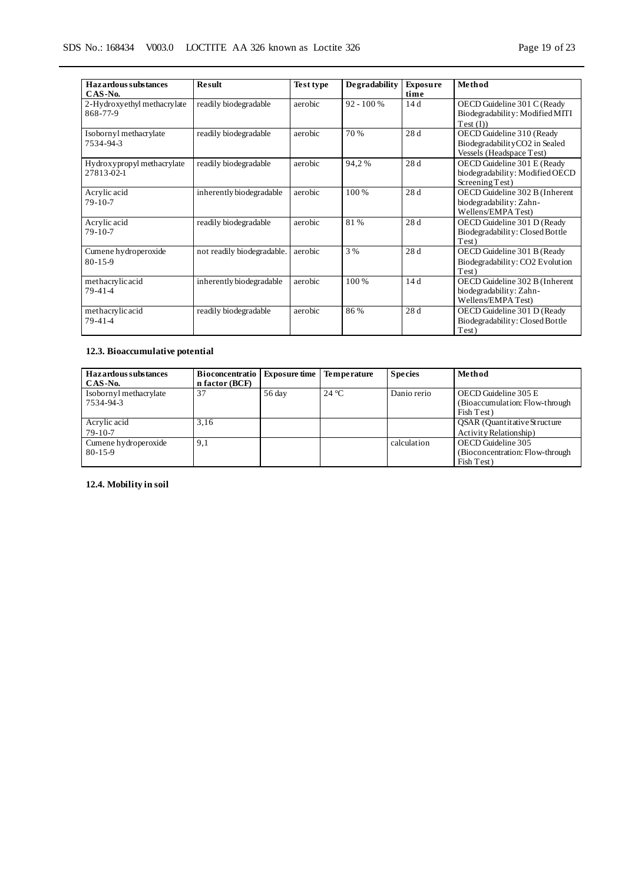| Hazardous substances CAS-No. | Result | Test type | Degradability | Exposure time | Method |
|---|---|---|---|---|---|
| 2-Hydroxyethyl methacrylate 868-77-9 | readily biodegradable | aerobic | 92 - 100 % | 14 d | OECD Guideline 301 C (Ready Biodegradability: Modified MITI Test (I)) |
| Isobornyl methacrylate 7534-94-3 | readily biodegradable | aerobic | 70 % | 28 d | OECD Guideline 310 (Ready Biodegradability CO2 in Sealed Vessels (Headspace Test) |
| Hydroxypropyl methacrylate 27813-02-1 | readily biodegradable | aerobic | 94,2 % | 28 d | OECD Guideline 301 E (Ready biodegradability: Modified OECD Screening Test) |
| Acrylic acid 79-10-7 | inherently biodegradable | aerobic | 100 % | 28 d | OECD Guideline 302 B (Inherent biodegradability: Zahn-Wellens/EMPA Test) |
| Acrylic acid 79-10-7 | readily biodegradable | aerobic | 81 % | 28 d | OECD Guideline 301 D (Ready Biodegradability: Closed Bottle Test) |
| Cumene hydroperoxide 80-15-9 | not readily biodegradable. | aerobic | 3 % | 28 d | OECD Guideline 301 B (Ready Biodegradability: CO2 Evolution Test) |
| methacrylic acid 79-41-4 | inherently biodegradable | aerobic | 100 % | 14 d | OECD Guideline 302 B (Inherent biodegradability: Zahn-Wellens/EMPA Test) |
| methacrylic acid 79-41-4 | readily biodegradable | aerobic | 86 % | 28 d | OECD Guideline 301 D (Ready Biodegradability: Closed Bottle Test) |

### 12.3. Bioaccumulative potential

| Hazardous substances CAS-No. | Bioconcentration factor (BCF) | Exposure time | Temperature | Species | Method |
|---|---|---|---|---|---|
| Isobornyl methacrylate 7534-94-3 | 37 | 56 day | 24 °C | Danio rerio | OECD Guideline 305 E (Bioaccumulation: Flow-through Fish Test) |
| Acrylic acid 79-10-7 | 3,16 | | | | QSAR (Quantitative Structure Activity Relationship) |
| Cumene hydroperoxide 80-15-9 | 9,1 | | | calculation | OECD Guideline 305 (Bioconcentration: Flow-through Fish Test) |

### 12.4. Mobility in soil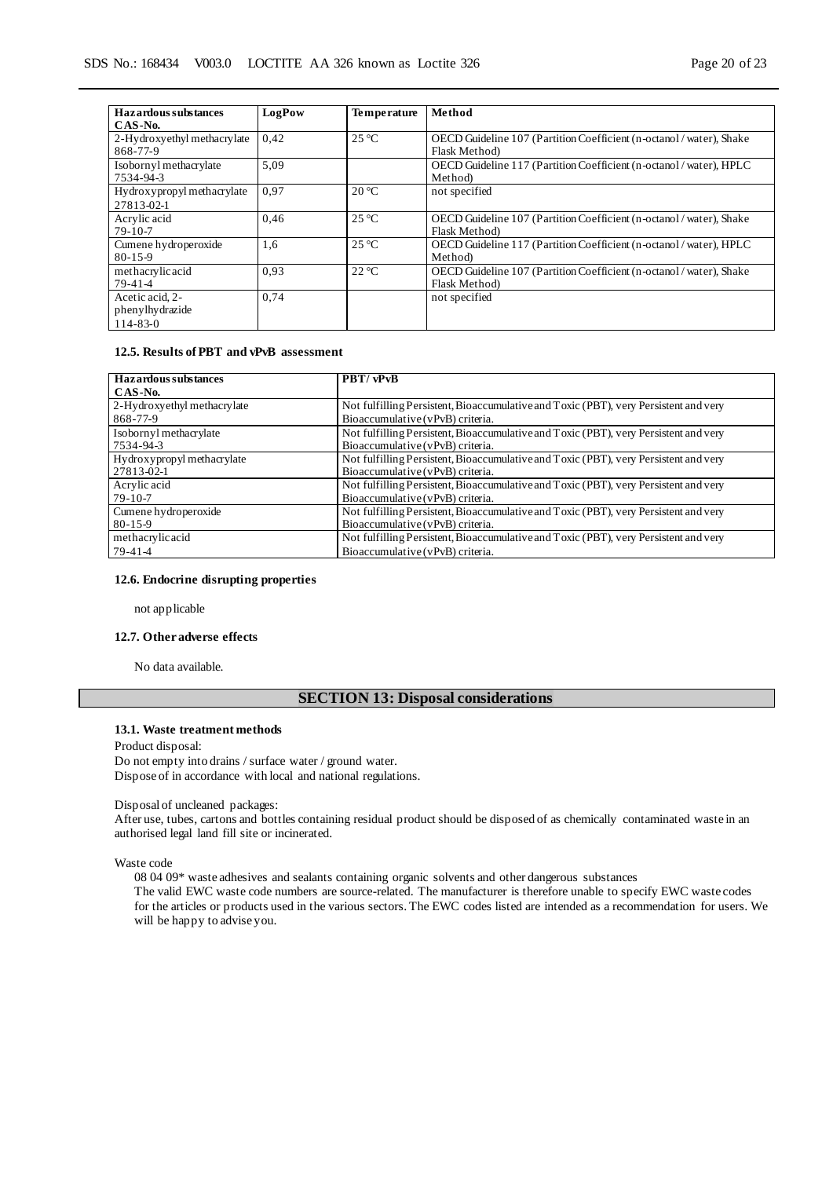| Hazardous substances<br>CAS-No. | LogPow | Temperature | Method |
|---|---|---|---|
| 2-Hydroxyethyl methacrylate<br>868-77-9 | 0,42 | 25 °C | OECD Guideline 107 (Partition Coefficient (n-octanol / water), Shake Flask Method) |
| Isobornyl methacrylate<br>7534-94-3 | 5,09 | | OECD Guideline 117 (Partition Coefficient (n-octanol / water), HPLC Method) |
| Hydroxypropyl methacrylate<br>27813-02-1 | 0,97 | 20 °C | not specified |
| Acrylic acid<br>79-10-7 | 0,46 | 25 °C | OECD Guideline 107 (Partition Coefficient (n-octanol / water), Shake Flask Method) |
| Cumene hydroperoxide<br>80-15-9 | 1,6 | 25 °C | OECD Guideline 117 (Partition Coefficient (n-octanol / water), HPLC Method) |
| methacrylic acid<br>79-41-4 | 0,93 | 22 °C | OECD Guideline 107 (Partition Coefficient (n-octanol / water), Shake Flask Method) |
| Acetic acid, 2-phenylhydrazide<br>114-83-0 | 0,74 | | not specified |

#### 12.5. Results of PBT and vPvB assessment

| Hazardous substances<br>CAS-No. | PBT/ vPvB |
|---|---|
| 2-Hydroxyethyl methacrylate<br>868-77-9 | Not fulfilling Persistent, Bioaccumulative and Toxic (PBT), very Persistent and very Bioaccumulative (vPvB) criteria. |
| Isobornyl methacrylate<br>7534-94-3 | Not fulfilling Persistent, Bioaccumulative and Toxic (PBT), very Persistent and very Bioaccumulative (vPvB) criteria. |
| Hydroxypropyl methacrylate<br>27813-02-1 | Not fulfilling Persistent, Bioaccumulative and Toxic (PBT), very Persistent and very Bioaccumulative (vPvB) criteria. |
| Acrylic acid<br>79-10-7 | Not fulfilling Persistent, Bioaccumulative and Toxic (PBT), very Persistent and very Bioaccumulative (vPvB) criteria. |
| Cumene hydroperoxide<br>80-15-9 | Not fulfilling Persistent, Bioaccumulative and Toxic (PBT), very Persistent and very Bioaccumulative (vPvB) criteria. |
| methacrylic acid<br>79-41-4 | Not fulfilling Persistent, Bioaccumulative and Toxic (PBT), very Persistent and very Bioaccumulative (vPvB) criteria. |

#### 12.6. Endocrine disrupting properties

not applicable

#### 12.7. Other adverse effects

No data available.

## SECTION 13: Disposal considerations

#### 13.1. Waste treatment methods

Product disposal:
Do not empty into drains / surface water / ground water.
Dispose of in accordance with local and national regulations.

Disposal of uncleaned packages:
After use, tubes, cartons and bottles containing residual product should be disposed of as chemically contaminated waste in an authorised legal land fill site or incinerated.

Waste code

08 04 09* waste adhesives and sealants containing organic solvents and other dangerous substances
The valid EWC waste code numbers are source-related. The manufacturer is therefore unable to specify EWC waste codes for the articles or products used in the various sectors. The EWC codes listed are intended as a recommendation for users. We will be happy to advise you.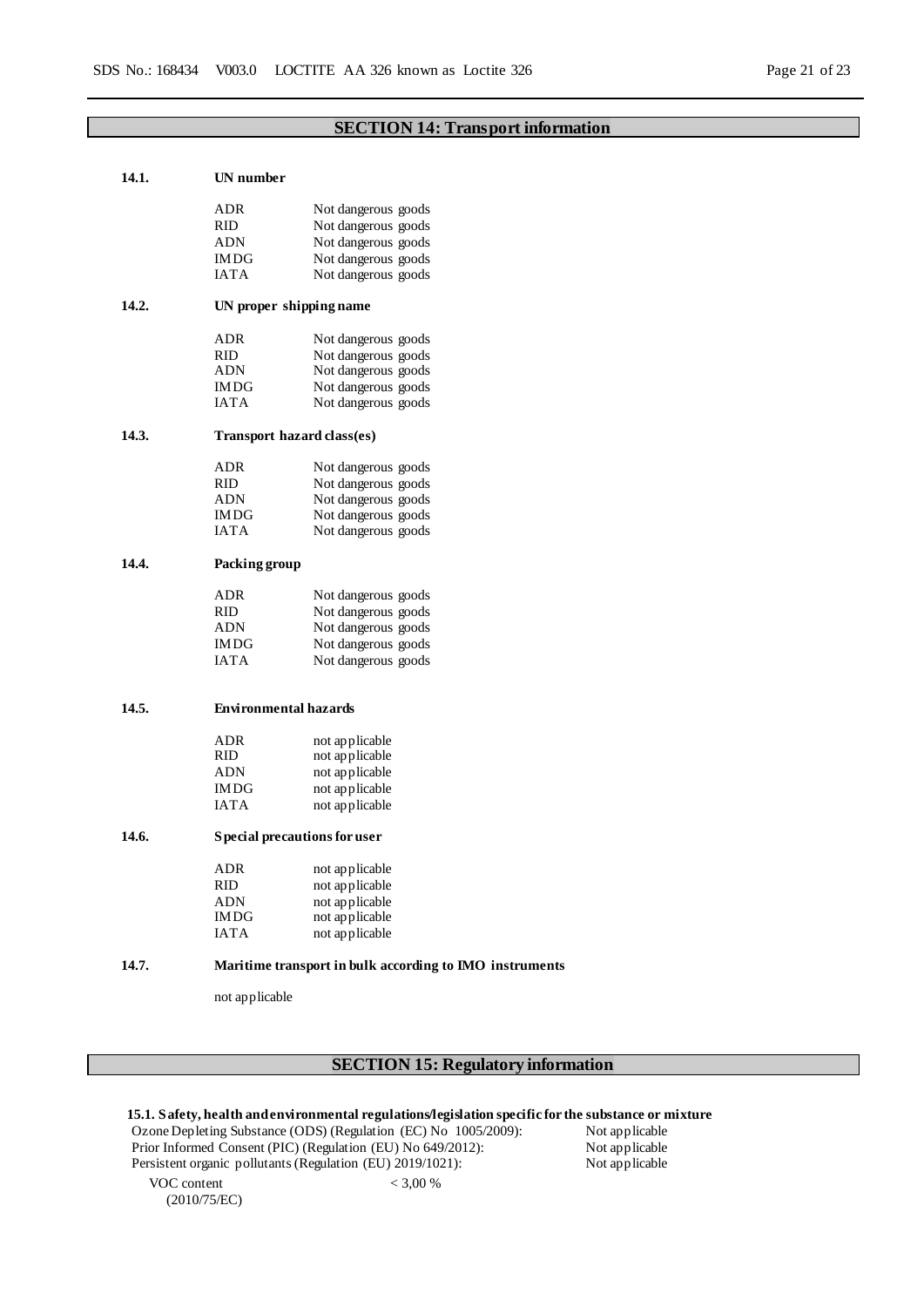## SECTION 14: Transport information

### 14.1. UN number

| | |
|---|---|
| ADR | Not dangerous goods |
| RID | Not dangerous goods |
| ADN | Not dangerous goods |
| IMDG | Not dangerous goods |
| IATA | Not dangerous goods |

### 14.2. UN proper shipping name

| | |
|---|---|
| ADR | Not dangerous goods |
| RID | Not dangerous goods |
| ADN | Not dangerous goods |
| IMDG | Not dangerous goods |
| IATA | Not dangerous goods |

### 14.3. Transport hazard class(es)

| | |
|---|---|
| ADR | Not dangerous goods |
| RID | Not dangerous goods |
| ADN | Not dangerous goods |
| IMDG | Not dangerous goods |
| IATA | Not dangerous goods |

### 14.4. Packing group

| | |
|---|---|
| ADR | Not dangerous goods |
| RID | Not dangerous goods |
| ADN | Not dangerous goods |
| IMDG | Not dangerous goods |
| IATA | Not dangerous goods |

### 14.5. Environmental hazards

| | |
|---|---|
| ADR | not applicable |
| RID | not applicable |
| ADN | not applicable |
| IMDG | not applicable |
| IATA | not applicable |

### 14.6. Special precautions for user

| | |
|---|---|
| ADR | not applicable |
| RID | not applicable |
| ADN | not applicable |
| IMDG | not applicable |
| IATA | not applicable |

### 14.7. Maritime transport in bulk according to IMO instruments

not applicable

## SECTION 15: Regulatory information

**15.1. Safety, health and environmental regulations/legislation specific for the substance or mixture**

| | |
|---|---|
| Ozone Depleting Substance (ODS) (Regulation (EC) No 1005/2009): | Not applicable |
| Prior Informed Consent (PIC) (Regulation (EU) No 649/2012): | Not applicable |
| Persistent organic pollutants (Regulation (EU) 2019/1021): | Not applicable |

VOC content (2010/75/EC) < 3,00 %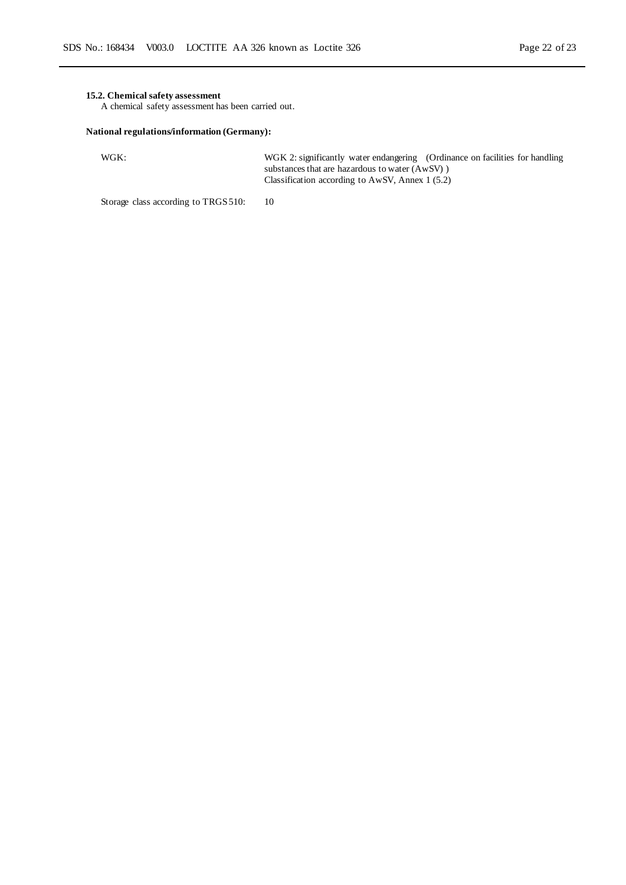**15.2. Chemical safety assessment**

A chemical safety assessment has been carried out.

**National regulations/information (Germany):**

| | |
|---|---|
| WGK: | WGK 2: significantly water endangering (Ordinance on facilities for handling substances that are hazardous to water (AwSV) )<br>Classification according to AwSV, Annex 1 (5.2) |
| Storage class according to TRGS 510: | 10 |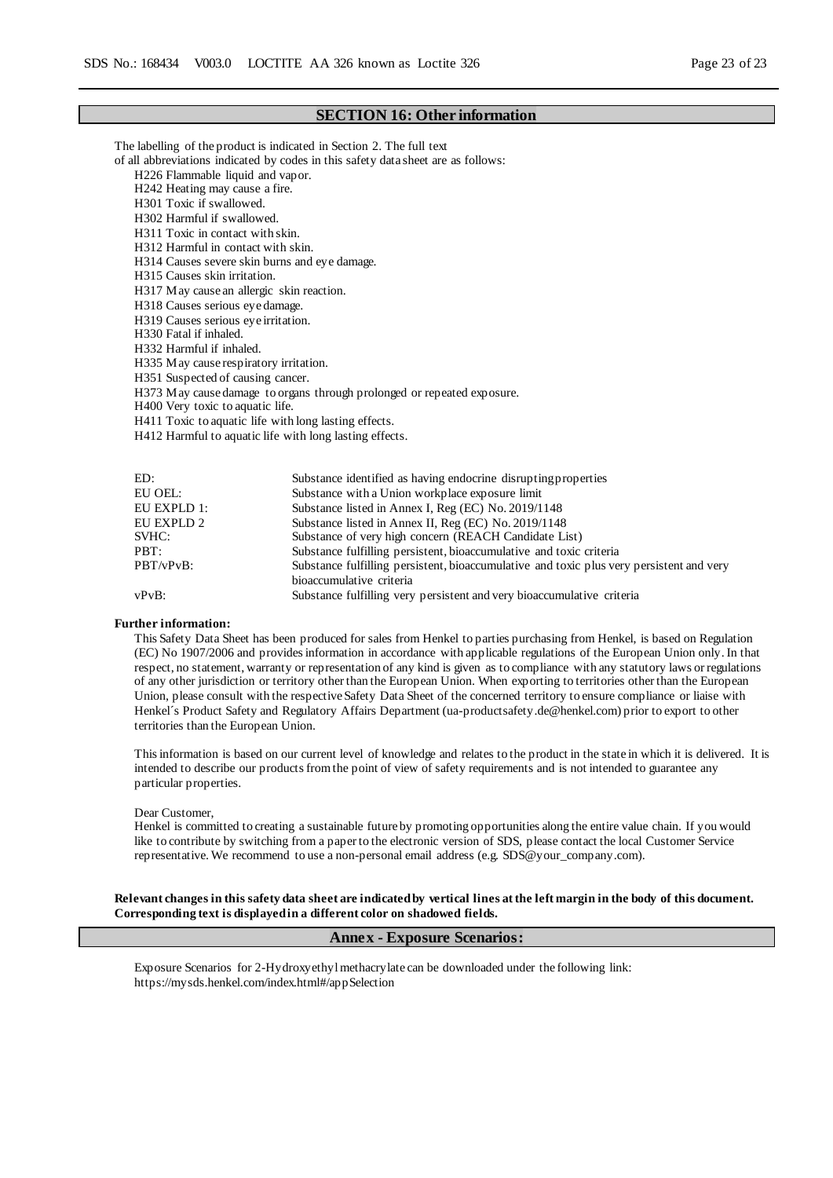## SECTION 16: Other information

The labelling of the product is indicated in Section 2. The full text of all abbreviations indicated by codes in this safety data sheet are as follows:

H226 Flammable liquid and vapor.
H242 Heating may cause a fire.
H301 Toxic if swallowed.
H302 Harmful if swallowed.
H311 Toxic in contact with skin.
H312 Harmful in contact with skin.
H314 Causes severe skin burns and eye damage.
H315 Causes skin irritation.
H317 May cause an allergic skin reaction.
H318 Causes serious eye damage.
H319 Causes serious eye irritation.
H330 Fatal if inhaled.
H332 Harmful if inhaled.
H335 May cause respiratory irritation.
H351 Suspected of causing cancer.
H373 May cause damage to organs through prolonged or repeated exposure.
H400 Very toxic to aquatic life.
H411 Toxic to aquatic life with long lasting effects.
H412 Harmful to aquatic life with long lasting effects.

| | |
|---|---|
| ED: | Substance identified as having endocrine disrupting properties |
| EU OEL: | Substance with a Union workplace exposure limit |
| EU EXPLD 1: | Substance listed in Annex I, Reg (EC) No. 2019/1148 |
| EU EXPLD 2 | Substance listed in Annex II, Reg (EC) No. 2019/1148 |
| SVHC: | Substance of very high concern (REACH Candidate List) |
| PBT: | Substance fulfilling persistent, bioaccumulative and toxic criteria |
| PBT/vPvB: | Substance fulfilling persistent, bioaccumulative and toxic plus very persistent and very bioaccumulative criteria |
| vPvB: | Substance fulfilling very persistent and very bioaccumulative criteria |

**Further information:**

This Safety Data Sheet has been produced for sales from Henkel to parties purchasing from Henkel, is based on Regulation (EC) No 1907/2006 and provides information in accordance with applicable regulations of the European Union only. In that respect, no statement, warranty or representation of any kind is given as to compliance with any statutory laws or regulations of any other jurisdiction or territory other than the European Union. When exporting to territories other than the European Union, please consult with the respective Safety Data Sheet of the concerned territory to ensure compliance or liaise with Henkel´s Product Safety and Regulatory Affairs Department (ua-productsafety.de@henkel.com) prior to export to other territories than the European Union.

This information is based on our current level of knowledge and relates to the product in the state in which it is delivered. It is intended to describe our products from the point of view of safety requirements and is not intended to guarantee any particular properties.

Dear Customer,
Henkel is committed to creating a sustainable future by promoting opportunities along the entire value chain. If you would like to contribute by switching from a paper to the electronic version of SDS, please contact the local Customer Service representative. We recommend to use a non-personal email address (e.g. SDS@your_company.com).

**Relevant changes in this safety data sheet are indicated by vertical lines at the left margin in the body of this document. Corresponding text is displayed in a different color on shadowed fields.**

## Annex - Exposure Scenarios:

Exposure Scenarios for 2-Hydroxyethyl methacrylate can be downloaded under the following link:
https://mysds.henkel.com/index.html#/appSelection